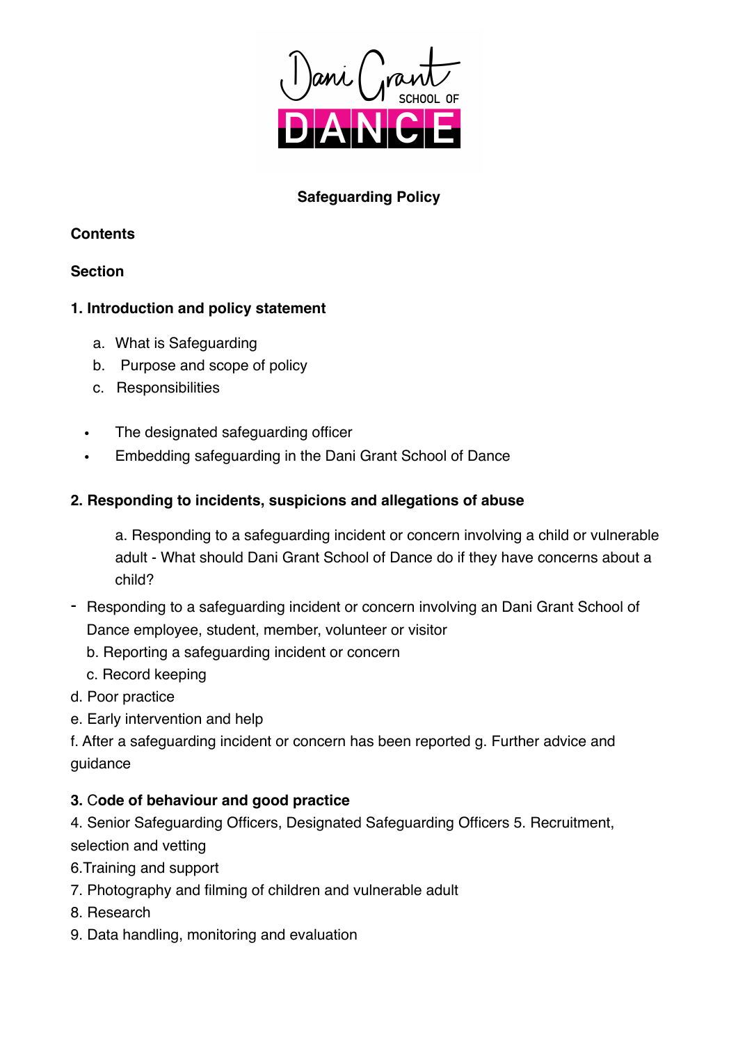Dani Grant SCHOOL OF DANCE

**Safeguarding Policy**

**Contents**

**Section**

**1. Introduction and policy statement**

a. What is Safeguarding
b. Purpose and scope of policy
c. Responsibilities

- The designated safeguarding officer
- Embedding safeguarding in the Dani Grant School of Dance

**2. Responding to incidents, suspicions and allegations of abuse**

a. Responding to a safeguarding incident or concern involving a child or vulnerable adult - What should Dani Grant School of Dance do if they have concerns about a child?

- Responding to a safeguarding incident or concern involving an Dani Grant School of Dance employee, student, member, volunteer or visitor

b. Reporting a safeguarding incident or concern
c. Record keeping
d. Poor practice
e. Early intervention and help
f. After a safeguarding incident or concern has been reported g. Further advice and guidance

**3. Code of behaviour and good practice**

4. Senior Safeguarding Officers, Designated Safeguarding Officers 5. Recruitment, selection and vetting
6.Training and support
7. Photography and filming of children and vulnerable adult
8. Research
9. Data handling, monitoring and evaluation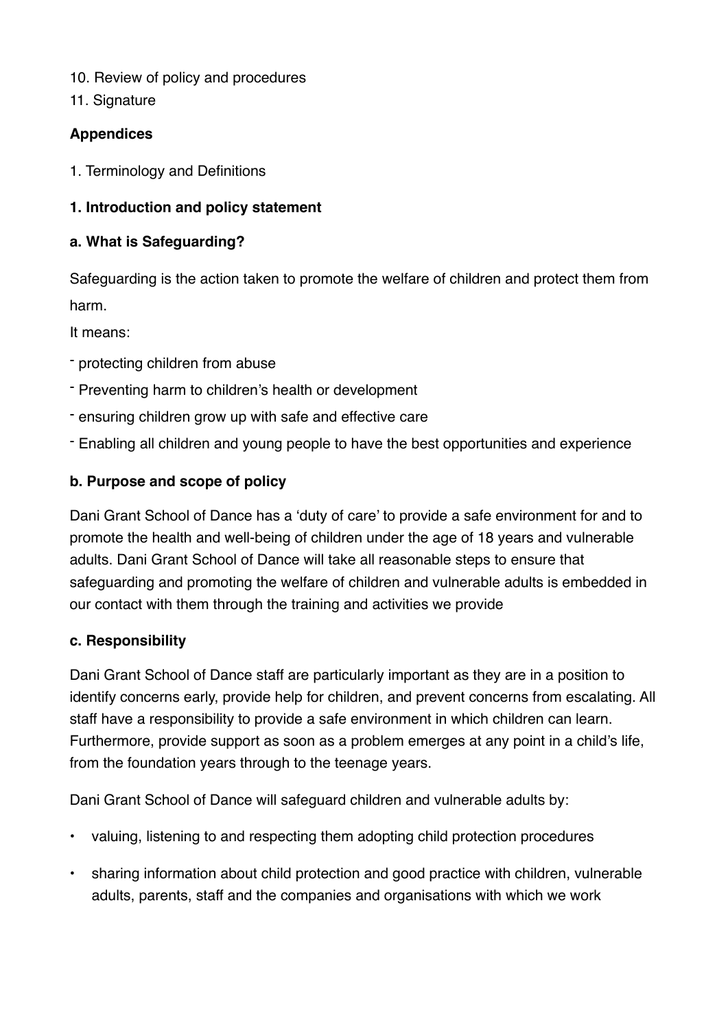10. Review of policy and procedures
11. Signature

**Appendices**

1. Terminology and Definitions

**1. Introduction and policy statement**

**a. What is Safeguarding?**

Safeguarding is the action taken to promote the welfare of children and protect them from harm.

It means:

- protecting children from abuse
- Preventing harm to children's health or development
- ensuring children grow up with safe and effective care
- Enabling all children and young people to have the best opportunities and experience

**b. Purpose and scope of policy**

Dani Grant School of Dance has a 'duty of care' to provide a safe environment for and to promote the health and well-being of children under the age of 18 years and vulnerable adults. Dani Grant School of Dance will take all reasonable steps to ensure that safeguarding and promoting the welfare of children and vulnerable adults is embedded in our contact with them through the training and activities we provide

**c. Responsibility**

Dani Grant School of Dance staff are particularly important as they are in a position to identify concerns early, provide help for children, and prevent concerns from escalating. All staff have a responsibility to provide a safe environment in which children can learn. Furthermore, provide support as soon as a problem emerges at any point in a child's life, from the foundation years through to the teenage years.

Dani Grant School of Dance will safeguard children and vulnerable adults by:

- valuing, listening to and respecting them adopting child protection procedures
- sharing information about child protection and good practice with children, vulnerable adults, parents, staff and the companies and organisations with which we work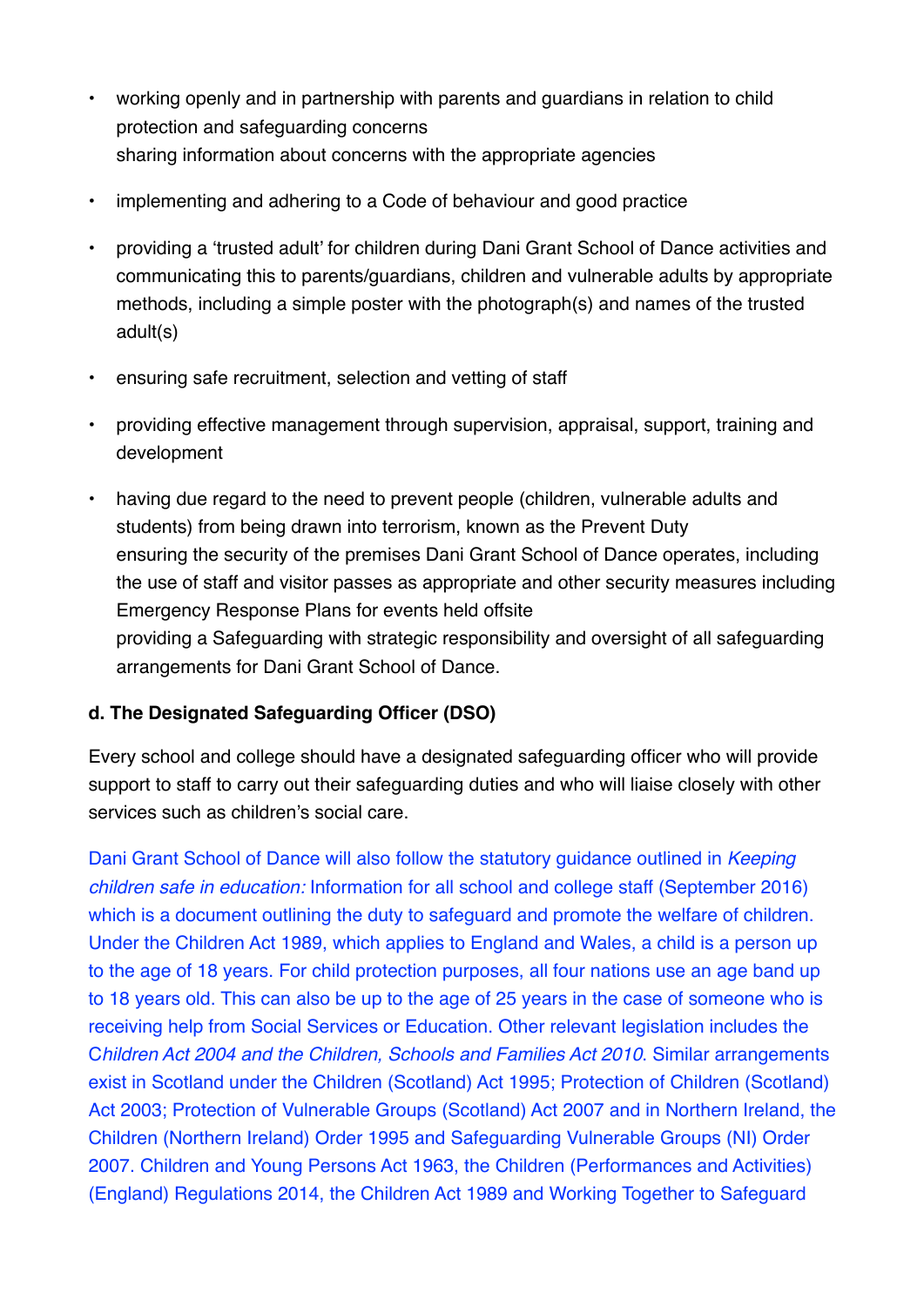- working openly and in partnership with parents and guardians in relation to child protection and safeguarding concerns
  sharing information about concerns with the appropriate agencies
- implementing and adhering to a Code of behaviour and good practice
- providing a 'trusted adult' for children during Dani Grant School of Dance activities and communicating this to parents/guardians, children and vulnerable adults by appropriate methods, including a simple poster with the photograph(s) and names of the trusted adult(s)
- ensuring safe recruitment, selection and vetting of staff
- providing effective management through supervision, appraisal, support, training and development
- having due regard to the need to prevent people (children, vulnerable adults and students) from being drawn into terrorism, known as the Prevent Duty
  ensuring the security of the premises Dani Grant School of Dance operates, including the use of staff and visitor passes as appropriate and other security measures including Emergency Response Plans for events held offsite
  providing a Safeguarding with strategic responsibility and oversight of all safeguarding arrangements for Dani Grant School of Dance.

**d. The Designated Safeguarding Officer (DSO)**

Every school and college should have a designated safeguarding officer who will provide support to staff to carry out their safeguarding duties and who will liaise closely with other services such as children's social care.

Dani Grant School of Dance will also follow the statutory guidance outlined in *Keeping children safe in education:* Information for all school and college staff (September 2016) which is a document outlining the duty to safeguard and promote the welfare of children. Under the Children Act 1989, which applies to England and Wales, a child is a person up to the age of 18 years. For child protection purposes, all four nations use an age band up to 18 years old. This can also be up to the age of 25 years in the case of someone who is receiving help from Social Services or Education. Other relevant legislation includes the C*hildren Act 2004 and the Children, Schools and Families Act 2010*. Similar arrangements exist in Scotland under the Children (Scotland) Act 1995; Protection of Children (Scotland) Act 2003; Protection of Vulnerable Groups (Scotland) Act 2007 and in Northern Ireland, the Children (Northern Ireland) Order 1995 and Safeguarding Vulnerable Groups (NI) Order 2007. Children and Young Persons Act 1963, the Children (Performances and Activities) (England) Regulations 2014, the Children Act 1989 and Working Together to Safeguard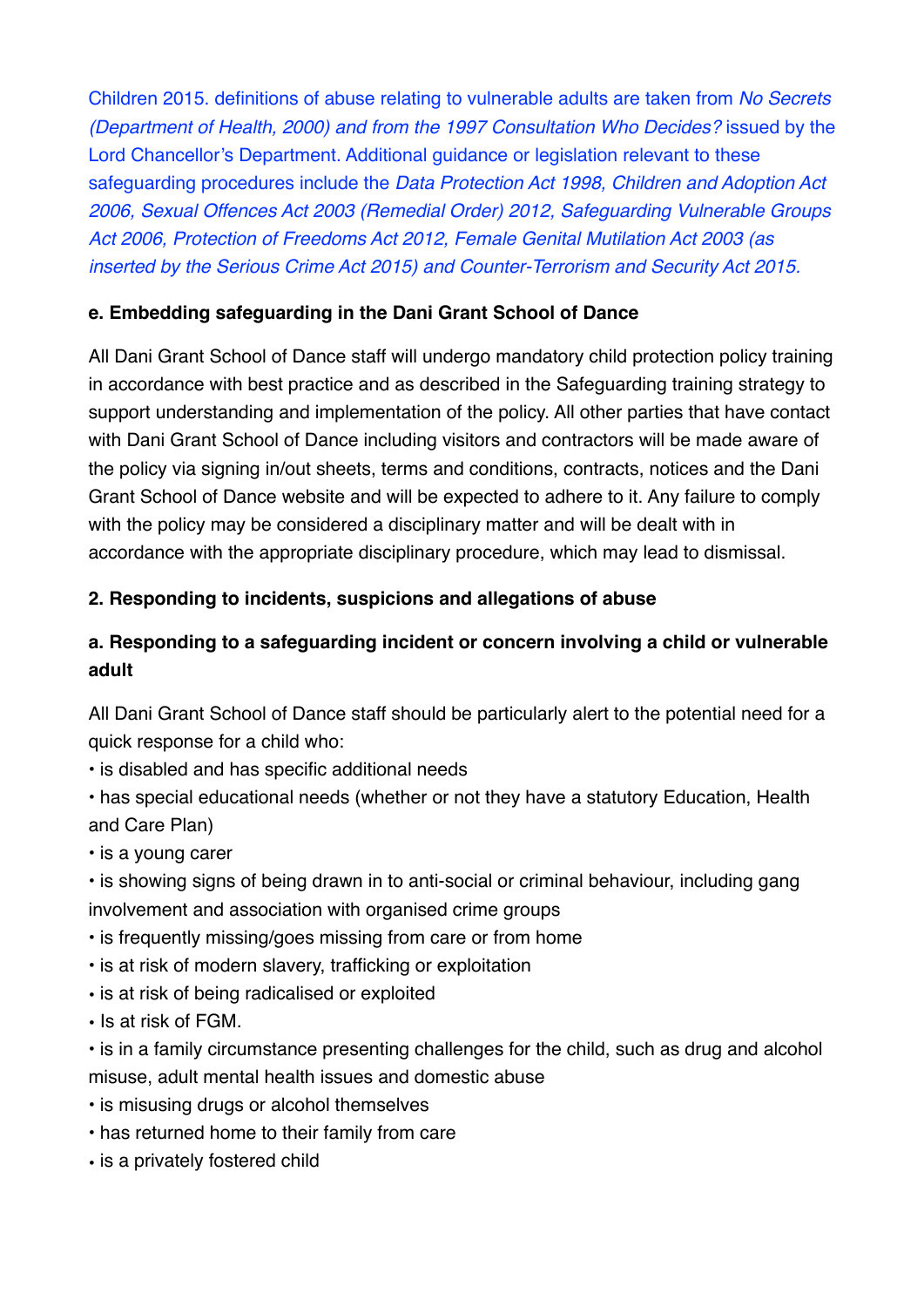Children 2015. definitions of abuse relating to vulnerable adults are taken from *No Secrets (Department of Health, 2000) and from the 1997 Consultation Who Decides?* issued by the Lord Chancellor's Department. Additional guidance or legislation relevant to these safeguarding procedures include the *Data Protection Act 1998, Children and Adoption Act 2006, Sexual Offences Act 2003 (Remedial Order) 2012, Safeguarding Vulnerable Groups Act 2006, Protection of Freedoms Act 2012, Female Genital Mutilation Act 2003 (as inserted by the Serious Crime Act 2015) and Counter-Terrorism and Security Act 2015.*

**e. Embedding safeguarding in the Dani Grant School of Dance**

All Dani Grant School of Dance staff will undergo mandatory child protection policy training in accordance with best practice and as described in the Safeguarding training strategy to support understanding and implementation of the policy. All other parties that have contact with Dani Grant School of Dance including visitors and contractors will be made aware of the policy via signing in/out sheets, terms and conditions, contracts, notices and the Dani Grant School of Dance website and will be expected to adhere to it. Any failure to comply with the policy may be considered a disciplinary matter and will be dealt with in accordance with the appropriate disciplinary procedure, which may lead to dismissal.

**2. Responding to incidents, suspicions and allegations of abuse**

**a. Responding to a safeguarding incident or concern involving a child or vulnerable adult**

All Dani Grant School of Dance staff should be particularly alert to the potential need for a quick response for a child who:

- is disabled and has specific additional needs
- has special educational needs (whether or not they have a statutory Education, Health and Care Plan)
- is a young carer
- is showing signs of being drawn in to anti-social or criminal behaviour, including gang involvement and association with organised crime groups
- is frequently missing/goes missing from care or from home
- is at risk of modern slavery, trafficking or exploitation
- is at risk of being radicalised or exploited
- Is at risk of FGM.
- is in a family circumstance presenting challenges for the child, such as drug and alcohol misuse, adult mental health issues and domestic abuse
- is misusing drugs or alcohol themselves
- has returned home to their family from care
- is a privately fostered child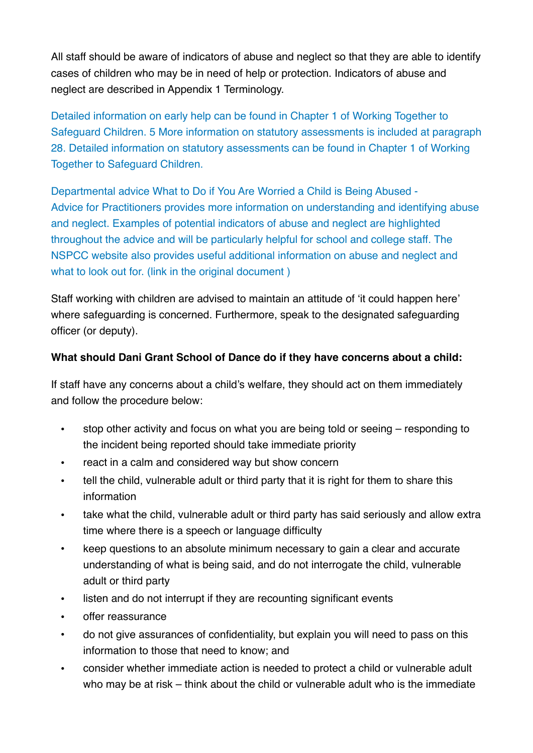All staff should be aware of indicators of abuse and neglect so that they are able to identify cases of children who may be in need of help or protection. Indicators of abuse and neglect are described in Appendix 1 Terminology.

Detailed information on early help can be found in Chapter 1 of Working Together to Safeguard Children. 5 More information on statutory assessments is included at paragraph 28. Detailed information on statutory assessments can be found in Chapter 1 of Working Together to Safeguard Children.

Departmental advice What to Do if You Are Worried a Child is Being Abused - Advice for Practitioners provides more information on understanding and identifying abuse and neglect. Examples of potential indicators of abuse and neglect are highlighted throughout the advice and will be particularly helpful for school and college staff. The NSPCC website also provides useful additional information on abuse and neglect and what to look out for. (link in the original document )

Staff working with children are advised to maintain an attitude of 'it could happen here' where safeguarding is concerned. Furthermore, speak to the designated safeguarding officer (or deputy).

**What should Dani Grant School of Dance do if they have concerns about a child:**

If staff have any concerns about a child's welfare, they should act on them immediately and follow the procedure below:

- stop other activity and focus on what you are being told or seeing – responding to the incident being reported should take immediate priority
- react in a calm and considered way but show concern
- tell the child, vulnerable adult or third party that it is right for them to share this information
- take what the child, vulnerable adult or third party has said seriously and allow extra time where there is a speech or language difficulty
- keep questions to an absolute minimum necessary to gain a clear and accurate understanding of what is being said, and do not interrogate the child, vulnerable adult or third party
- listen and do not interrupt if they are recounting significant events
- offer reassurance
- do not give assurances of confidentiality, but explain you will need to pass on this information to those that need to know; and
- consider whether immediate action is needed to protect a child or vulnerable adult who may be at risk – think about the child or vulnerable adult who is the immediate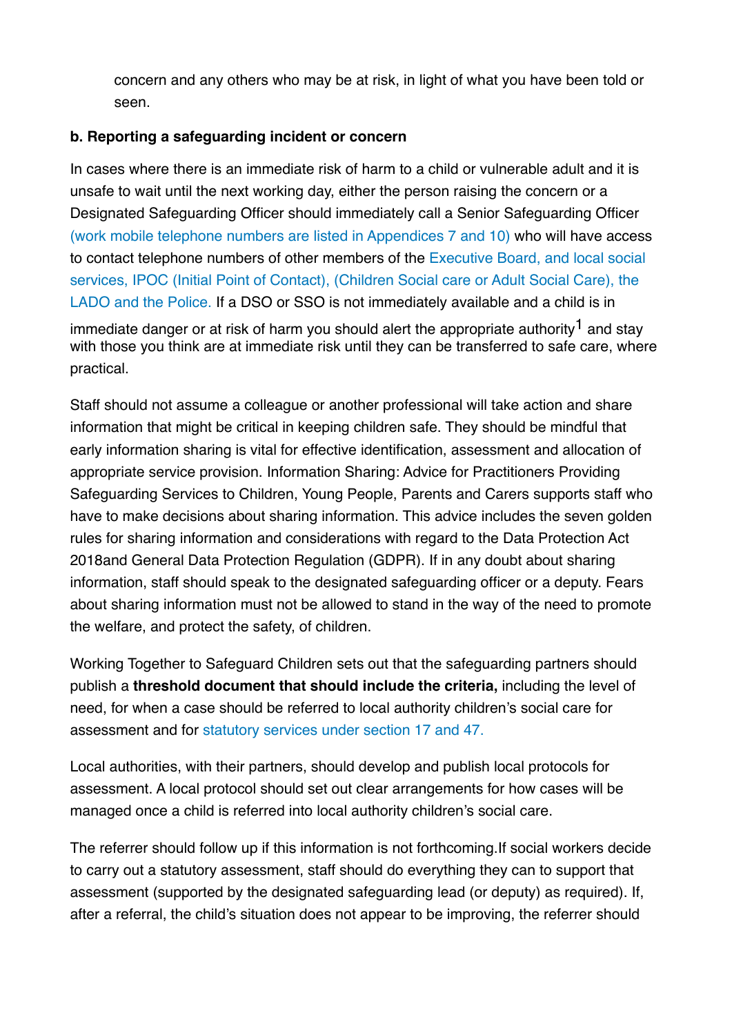concern and any others who may be at risk, in light of what you have been told or seen.

**b. Reporting a safeguarding incident or concern**

In cases where there is an immediate risk of harm to a child or vulnerable adult and it is unsafe to wait until the next working day, either the person raising the concern or a Designated Safeguarding Officer should immediately call a Senior Safeguarding Officer (work mobile telephone numbers are listed in Appendices 7 and 10) who will have access to contact telephone numbers of other members of the Executive Board, and local social services, IPOC (Initial Point of Contact), (Children Social care or Adult Social Care), the LADO and the Police. If a DSO or SSO is not immediately available and a child is in immediate danger or at risk of harm you should alert the appropriate authority[1] and stay with those you think are at immediate risk until they can be transferred to safe care, where practical.

Staff should not assume a colleague or another professional will take action and share information that might be critical in keeping children safe. They should be mindful that early information sharing is vital for effective identification, assessment and allocation of appropriate service provision. Information Sharing: Advice for Practitioners Providing Safeguarding Services to Children, Young People, Parents and Carers supports staff who have to make decisions about sharing information. This advice includes the seven golden rules for sharing information and considerations with regard to the Data Protection Act 2018and General Data Protection Regulation (GDPR). If in any doubt about sharing information, staff should speak to the designated safeguarding officer or a deputy. Fears about sharing information must not be allowed to stand in the way of the need to promote the welfare, and protect the safety, of children.

Working Together to Safeguard Children sets out that the safeguarding partners should publish a **threshold document that should include the criteria,** including the level of need, for when a case should be referred to local authority children's social care for assessment and for statutory services under section 17 and 47.

Local authorities, with their partners, should develop and publish local protocols for assessment. A local protocol should set out clear arrangements for how cases will be managed once a child is referred into local authority children's social care.

The referrer should follow up if this information is not forthcoming.If social workers decide to carry out a statutory assessment, staff should do everything they can to support that assessment (supported by the designated safeguarding lead (or deputy) as required). If, after a referral, the child's situation does not appear to be improving, the referrer should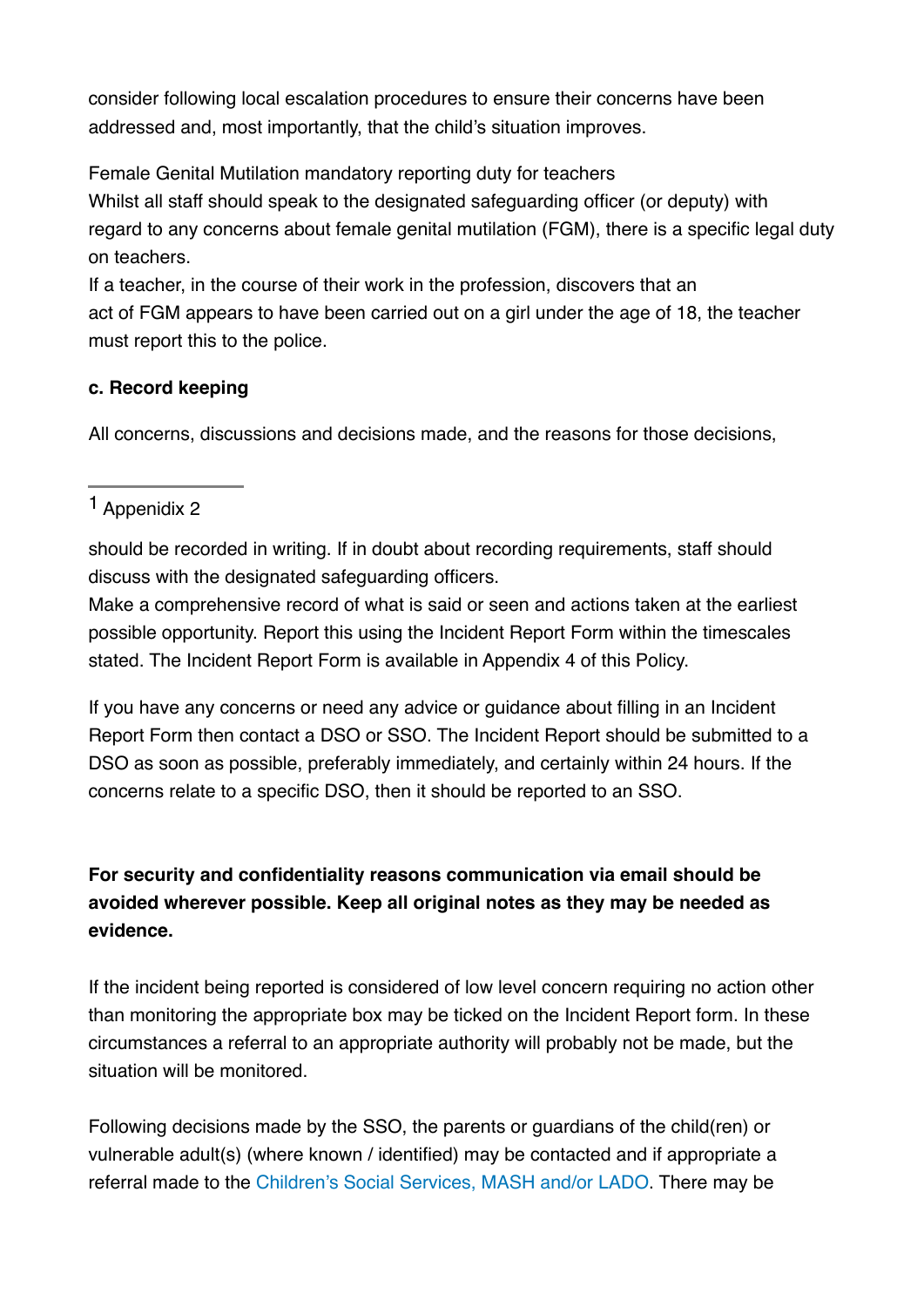consider following local escalation procedures to ensure their concerns have been addressed and, most importantly, that the child's situation improves.

Female Genital Mutilation mandatory reporting duty for teachers
Whilst all staff should speak to the designated safeguarding officer (or deputy) with regard to any concerns about female genital mutilation (FGM), there is a specific legal duty on teachers.
If a teacher, in the course of their work in the profession, discovers that an act of FGM appears to have been carried out on a girl under the age of 18, the teacher must report this to the police.

**c. Record keeping**

All concerns, discussions and decisions made, and the reasons for those decisions, should be recorded in writing. If in doubt about recording requirements, staff should discuss with the designated safeguarding officers.
Make a comprehensive record of what is said or seen and actions taken at the earliest possible opportunity. Report this using the Incident Report Form within the timescales stated. The Incident Report Form is available in Appendix 4 of this Policy.

If you have any concerns or need any advice or guidance about filling in an Incident Report Form then contact a DSO or SSO. The Incident Report should be submitted to a DSO as soon as possible, preferably immediately, and certainly within 24 hours. If the concerns relate to a specific DSO, then it should be reported to an SSO.

**For security and confidentiality reasons communication via email should be avoided wherever possible. Keep all original notes as they may be needed as evidence.**

If the incident being reported is considered of low level concern requiring no action other than monitoring the appropriate box may be ticked on the Incident Report form. In these circumstances a referral to an appropriate authority will probably not be made, but the situation will be monitored.

Following decisions made by the SSO, the parents or guardians of the child(ren) or vulnerable adult(s) (where known / identified) may be contacted and if appropriate a referral made to the Children's Social Services, MASH and/or LADO. There may be

---

[1] Appenidix 2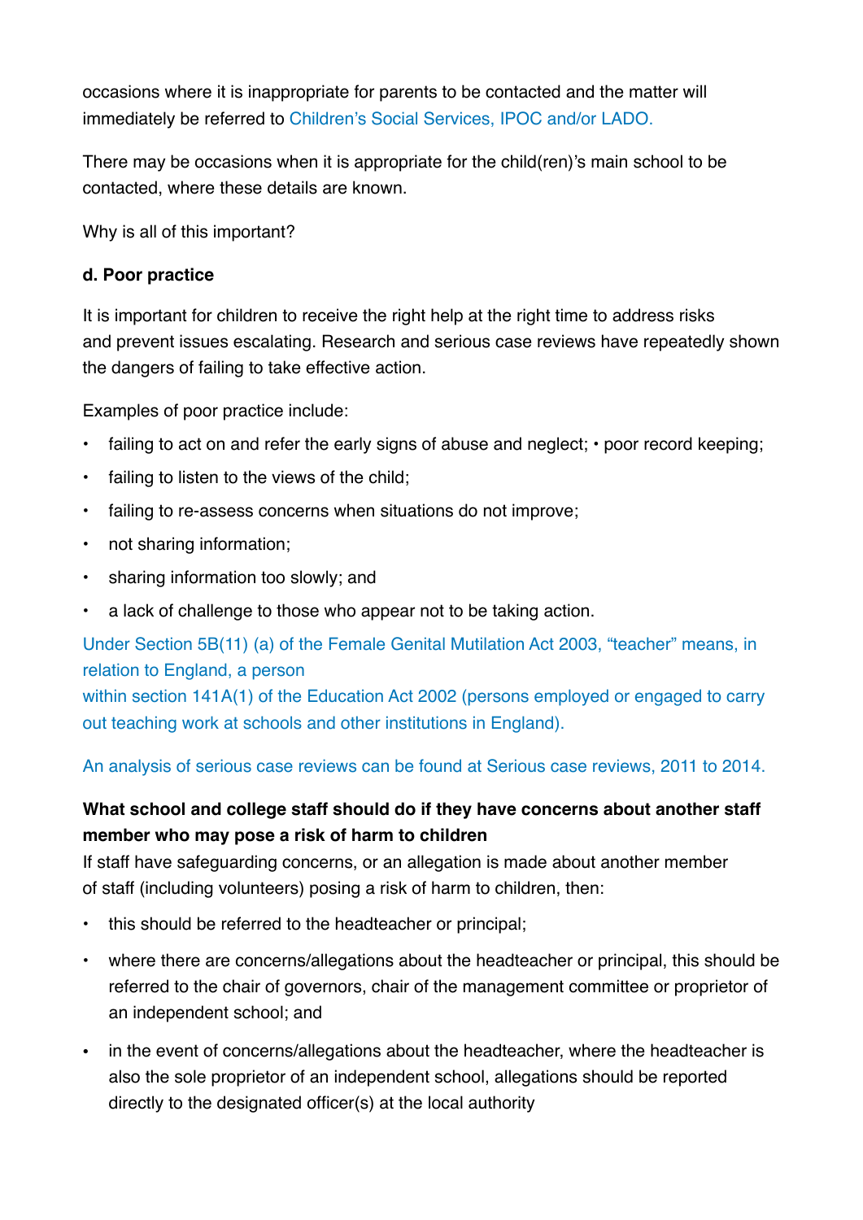occasions where it is inappropriate for parents to be contacted and the matter will immediately be referred to Children's Social Services, IPOC and/or LADO.

There may be occasions when it is appropriate for the child(ren)'s main school to be contacted, where these details are known.

Why is all of this important?

**d. Poor practice**

It is important for children to receive the right help at the right time to address risks and prevent issues escalating. Research and serious case reviews have repeatedly shown the dangers of failing to take effective action.

Examples of poor practice include:

- failing to act on and refer the early signs of abuse and neglect; • poor record keeping;
- failing to listen to the views of the child;
- failing to re-assess concerns when situations do not improve;
- not sharing information;
- sharing information too slowly; and
- a lack of challenge to those who appear not to be taking action.

Under Section 5B(11) (a) of the Female Genital Mutilation Act 2003, "teacher" means, in relation to England, a person
within section 141A(1) of the Education Act 2002 (persons employed or engaged to carry out teaching work at schools and other institutions in England).

An analysis of serious case reviews can be found at Serious case reviews, 2011 to 2014.

**What school and college staff should do if they have concerns about another staff member who may pose a risk of harm to children**

If staff have safeguarding concerns, or an allegation is made about another member of staff (including volunteers) posing a risk of harm to children, then:

- this should be referred to the headteacher or principal;
- where there are concerns/allegations about the headteacher or principal, this should be referred to the chair of governors, chair of the management committee or proprietor of an independent school; and
- in the event of concerns/allegations about the headteacher, where the headteacher is also the sole proprietor of an independent school, allegations should be reported directly to the designated officer(s) at the local authority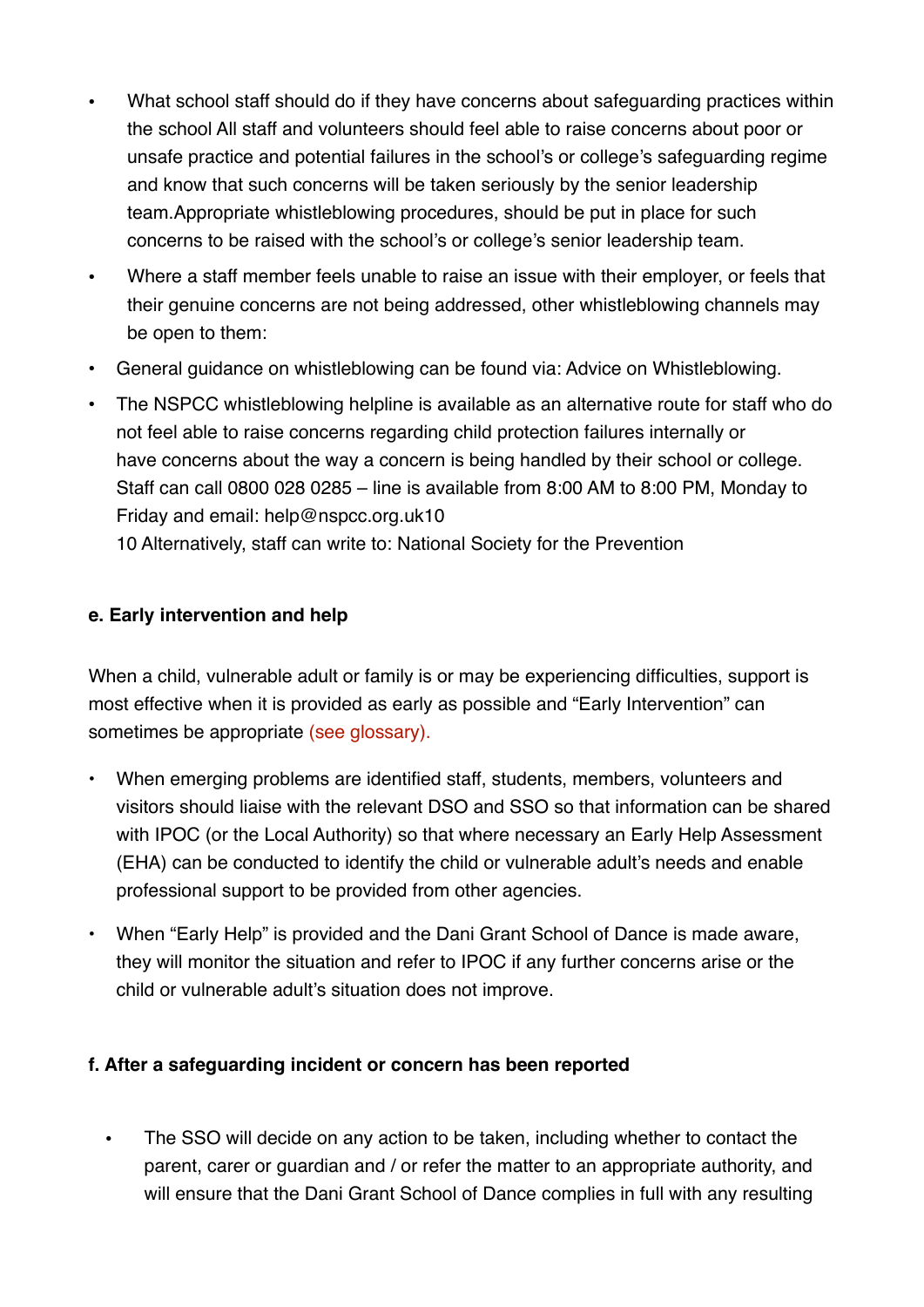- What school staff should do if they have concerns about safeguarding practices within the school All staff and volunteers should feel able to raise concerns about poor or unsafe practice and potential failures in the school's or college's safeguarding regime and know that such concerns will be taken seriously by the senior leadership team.Appropriate whistleblowing procedures, should be put in place for such concerns to be raised with the school's or college's senior leadership team.
- Where a staff member feels unable to raise an issue with their employer, or feels that their genuine concerns are not being addressed, other whistleblowing channels may be open to them:
- General guidance on whistleblowing can be found via: Advice on Whistleblowing.
- The NSPCC whistleblowing helpline is available as an alternative route for staff who do not feel able to raise concerns regarding child protection failures internally or have concerns about the way a concern is being handled by their school or college. Staff can call 0800 028 0285 – line is available from 8:00 AM to 8:00 PM, Monday to Friday and email: help@nspcc.org.uk10
  10 Alternatively, staff can write to: National Society for the Prevention

**e. Early intervention and help**

When a child, vulnerable adult or family is or may be experiencing difficulties, support is most effective when it is provided as early as possible and "Early Intervention" can sometimes be appropriate (see glossary).

- When emerging problems are identified staff, students, members, volunteers and visitors should liaise with the relevant DSO and SSO so that information can be shared with IPOC (or the Local Authority) so that where necessary an Early Help Assessment (EHA) can be conducted to identify the child or vulnerable adult's needs and enable professional support to be provided from other agencies.
- When "Early Help" is provided and the Dani Grant School of Dance is made aware, they will monitor the situation and refer to IPOC if any further concerns arise or the child or vulnerable adult's situation does not improve.

**f. After a safeguarding incident or concern has been reported**

- The SSO will decide on any action to be taken, including whether to contact the parent, carer or guardian and / or refer the matter to an appropriate authority, and will ensure that the Dani Grant School of Dance complies in full with any resulting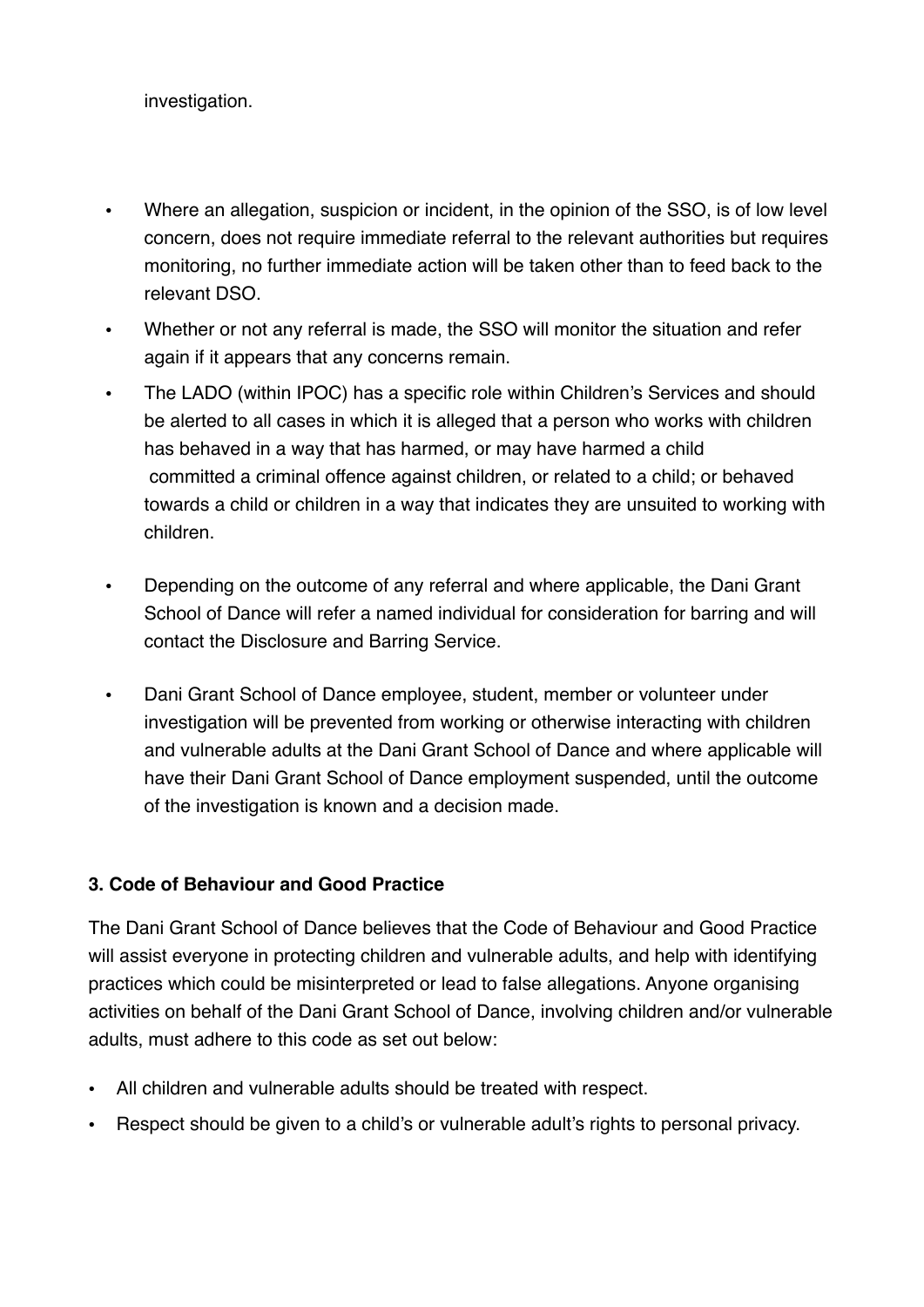investigation.

- Where an allegation, suspicion or incident, in the opinion of the SSO, is of low level concern, does not require immediate referral to the relevant authorities but requires monitoring, no further immediate action will be taken other than to feed back to the relevant DSO.
- Whether or not any referral is made, the SSO will monitor the situation and refer again if it appears that any concerns remain.
- The LADO (within IPOC) has a specific role within Children's Services and should be alerted to all cases in which it is alleged that a person who works with children has behaved in a way that has harmed, or may have harmed a child committed a criminal offence against children, or related to a child; or behaved towards a child or children in a way that indicates they are unsuited to working with children.
- Depending on the outcome of any referral and where applicable, the Dani Grant School of Dance will refer a named individual for consideration for barring and will contact the Disclosure and Barring Service.
- Dani Grant School of Dance employee, student, member or volunteer under investigation will be prevented from working or otherwise interacting with children and vulnerable adults at the Dani Grant School of Dance and where applicable will have their Dani Grant School of Dance employment suspended, until the outcome of the investigation is known and a decision made.

**3. Code of Behaviour and Good Practice**

The Dani Grant School of Dance believes that the Code of Behaviour and Good Practice will assist everyone in protecting children and vulnerable adults, and help with identifying practices which could be misinterpreted or lead to false allegations. Anyone organising activities on behalf of the Dani Grant School of Dance, involving children and/or vulnerable adults, must adhere to this code as set out below:

- All children and vulnerable adults should be treated with respect.
- Respect should be given to a child's or vulnerable adult's rights to personal privacy.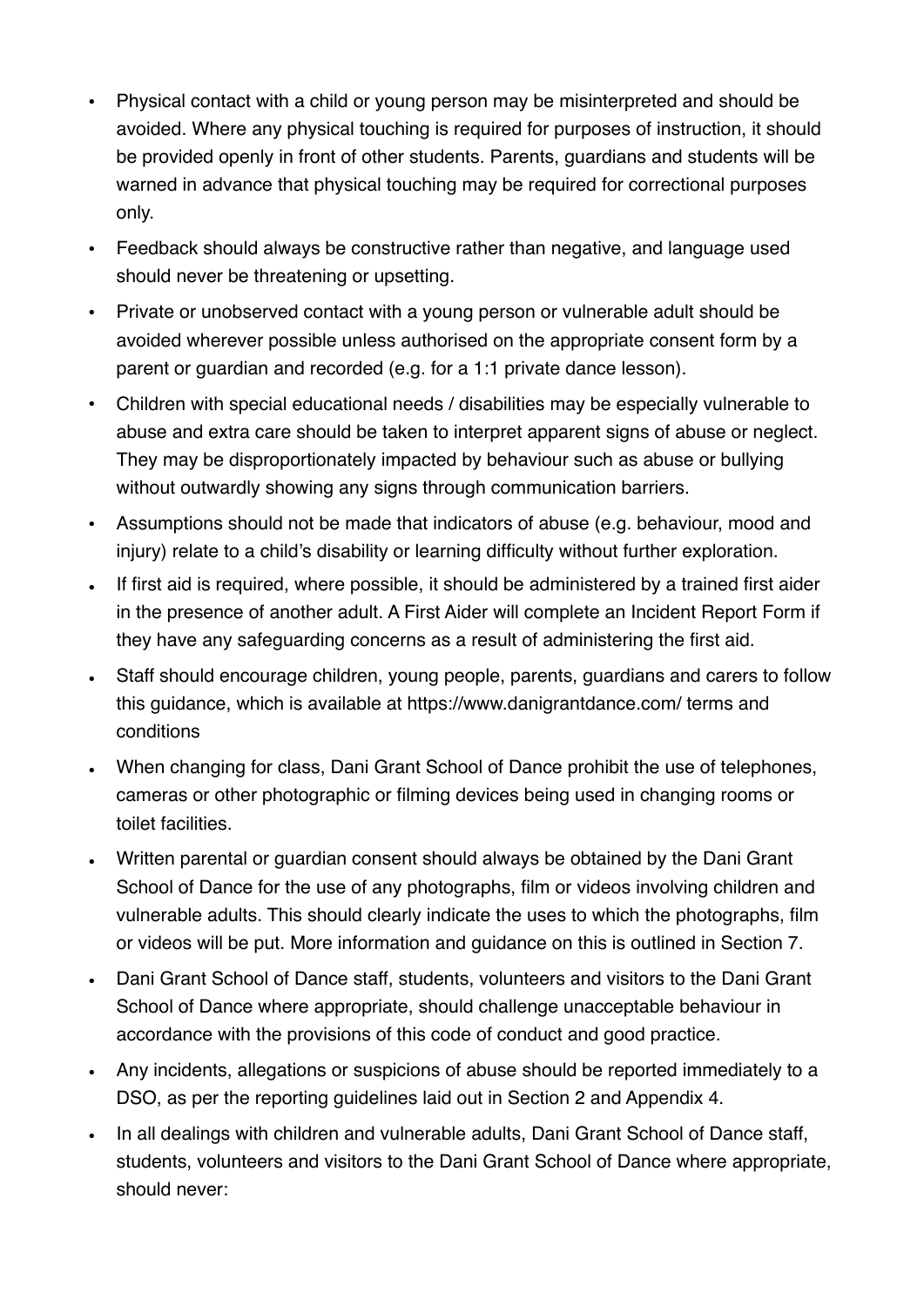- Physical contact with a child or young person may be misinterpreted and should be avoided. Where any physical touching is required for purposes of instruction, it should be provided openly in front of other students. Parents, guardians and students will be warned in advance that physical touching may be required for correctional purposes only.
- Feedback should always be constructive rather than negative, and language used should never be threatening or upsetting.
- Private or unobserved contact with a young person or vulnerable adult should be avoided wherever possible unless authorised on the appropriate consent form by a parent or guardian and recorded (e.g. for a 1:1 private dance lesson).
- Children with special educational needs / disabilities may be especially vulnerable to abuse and extra care should be taken to interpret apparent signs of abuse or neglect. They may be disproportionately impacted by behaviour such as abuse or bullying without outwardly showing any signs through communication barriers.
- Assumptions should not be made that indicators of abuse (e.g. behaviour, mood and injury) relate to a child's disability or learning difficulty without further exploration.
- If first aid is required, where possible, it should be administered by a trained first aider in the presence of another adult. A First Aider will complete an Incident Report Form if they have any safeguarding concerns as a result of administering the first aid.
- Staff should encourage children, young people, parents, guardians and carers to follow this guidance, which is available at https://www.danigrantdance.com/ terms and conditions
- When changing for class, Dani Grant School of Dance prohibit the use of telephones, cameras or other photographic or filming devices being used in changing rooms or toilet facilities.
- Written parental or guardian consent should always be obtained by the Dani Grant School of Dance for the use of any photographs, film or videos involving children and vulnerable adults. This should clearly indicate the uses to which the photographs, film or videos will be put. More information and guidance on this is outlined in Section 7.
- Dani Grant School of Dance staff, students, volunteers and visitors to the Dani Grant School of Dance where appropriate, should challenge unacceptable behaviour in accordance with the provisions of this code of conduct and good practice.
- Any incidents, allegations or suspicions of abuse should be reported immediately to a DSO, as per the reporting guidelines laid out in Section 2 and Appendix 4.
- In all dealings with children and vulnerable adults, Dani Grant School of Dance staff, students, volunteers and visitors to the Dani Grant School of Dance where appropriate, should never: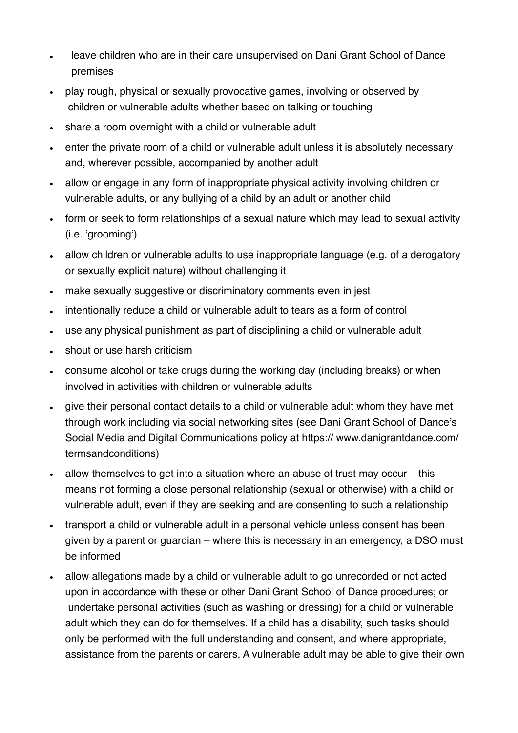- leave children who are in their care unsupervised on Dani Grant School of Dance premises
- play rough, physical or sexually provocative games, involving or observed by children or vulnerable adults whether based on talking or touching
- share a room overnight with a child or vulnerable adult
- enter the private room of a child or vulnerable adult unless it is absolutely necessary and, wherever possible, accompanied by another adult
- allow or engage in any form of inappropriate physical activity involving children or vulnerable adults, or any bullying of a child by an adult or another child
- form or seek to form relationships of a sexual nature which may lead to sexual activity (i.e. 'grooming')
- allow children or vulnerable adults to use inappropriate language (e.g. of a derogatory or sexually explicit nature) without challenging it
- make sexually suggestive or discriminatory comments even in jest
- intentionally reduce a child or vulnerable adult to tears as a form of control
- use any physical punishment as part of disciplining a child or vulnerable adult
- shout or use harsh criticism
- consume alcohol or take drugs during the working day (including breaks) or when involved in activities with children or vulnerable adults
- give their personal contact details to a child or vulnerable adult whom they have met through work including via social networking sites (see Dani Grant School of Dance's Social Media and Digital Communications policy at https:// www.danigrantdance.com/ termsandconditions)
- allow themselves to get into a situation where an abuse of trust may occur – this means not forming a close personal relationship (sexual or otherwise) with a child or vulnerable adult, even if they are seeking and are consenting to such a relationship
- transport a child or vulnerable adult in a personal vehicle unless consent has been given by a parent or guardian – where this is necessary in an emergency, a DSO must be informed
- allow allegations made by a child or vulnerable adult to go unrecorded or not acted upon in accordance with these or other Dani Grant School of Dance procedures; or undertake personal activities (such as washing or dressing) for a child or vulnerable adult which they can do for themselves. If a child has a disability, such tasks should only be performed with the full understanding and consent, and where appropriate, assistance from the parents or carers. A vulnerable adult may be able to give their own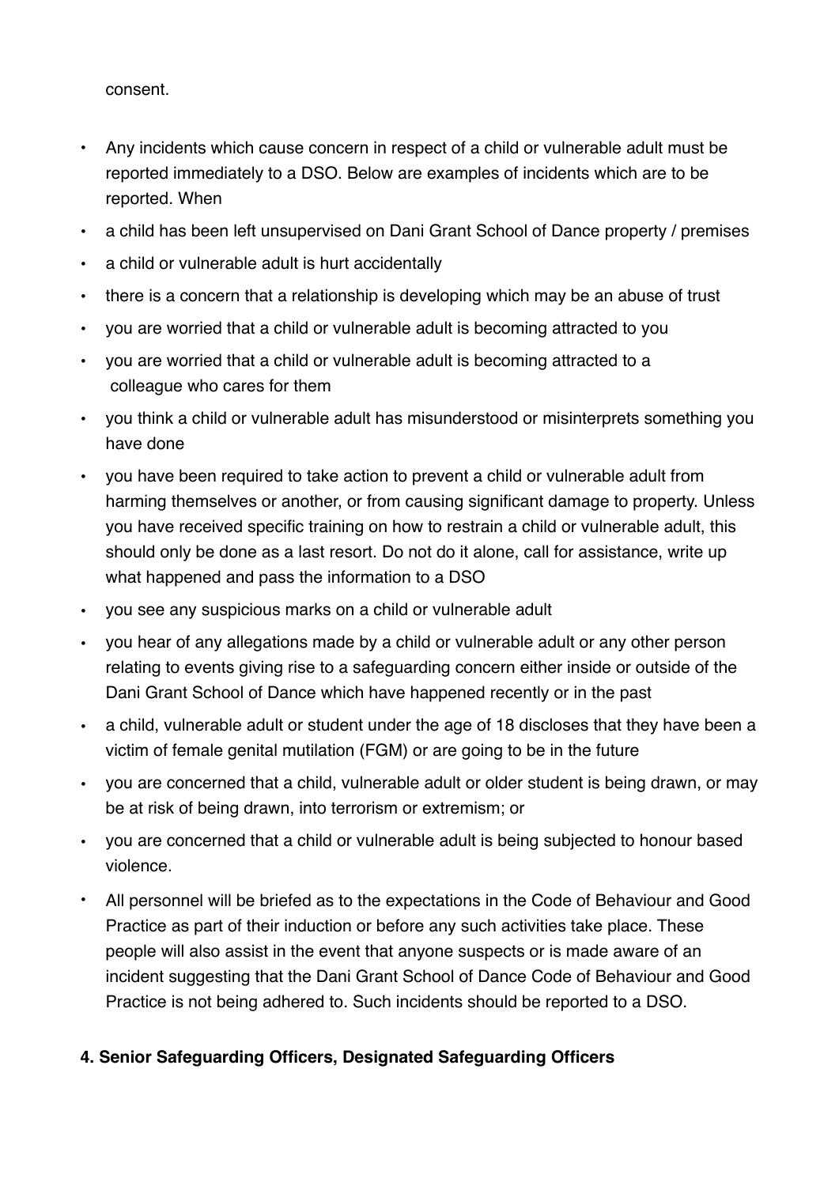consent.

- Any incidents which cause concern in respect of a child or vulnerable adult must be reported immediately to a DSO. Below are examples of incidents which are to be reported. When
- a child has been left unsupervised on Dani Grant School of Dance property / premises
- a child or vulnerable adult is hurt accidentally
- there is a concern that a relationship is developing which may be an abuse of trust
- you are worried that a child or vulnerable adult is becoming attracted to you
- you are worried that a child or vulnerable adult is becoming attracted to a colleague who cares for them
- you think a child or vulnerable adult has misunderstood or misinterprets something you have done
- you have been required to take action to prevent a child or vulnerable adult from harming themselves or another, or from causing significant damage to property. Unless you have received specific training on how to restrain a child or vulnerable adult, this should only be done as a last resort. Do not do it alone, call for assistance, write up what happened and pass the information to a DSO
- you see any suspicious marks on a child or vulnerable adult
- you hear of any allegations made by a child or vulnerable adult or any other person relating to events giving rise to a safeguarding concern either inside or outside of the Dani Grant School of Dance which have happened recently or in the past
- a child, vulnerable adult or student under the age of 18 discloses that they have been a victim of female genital mutilation (FGM) or are going to be in the future
- you are concerned that a child, vulnerable adult or older student is being drawn, or may be at risk of being drawn, into terrorism or extremism; or
- you are concerned that a child or vulnerable adult is being subjected to honour based violence.
- All personnel will be briefed as to the expectations in the Code of Behaviour and Good Practice as part of their induction or before any such activities take place. These people will also assist in the event that anyone suspects or is made aware of an incident suggesting that the Dani Grant School of Dance Code of Behaviour and Good Practice is not being adhered to. Such incidents should be reported to a DSO.

**4. Senior Safeguarding Officers, Designated Safeguarding Officers**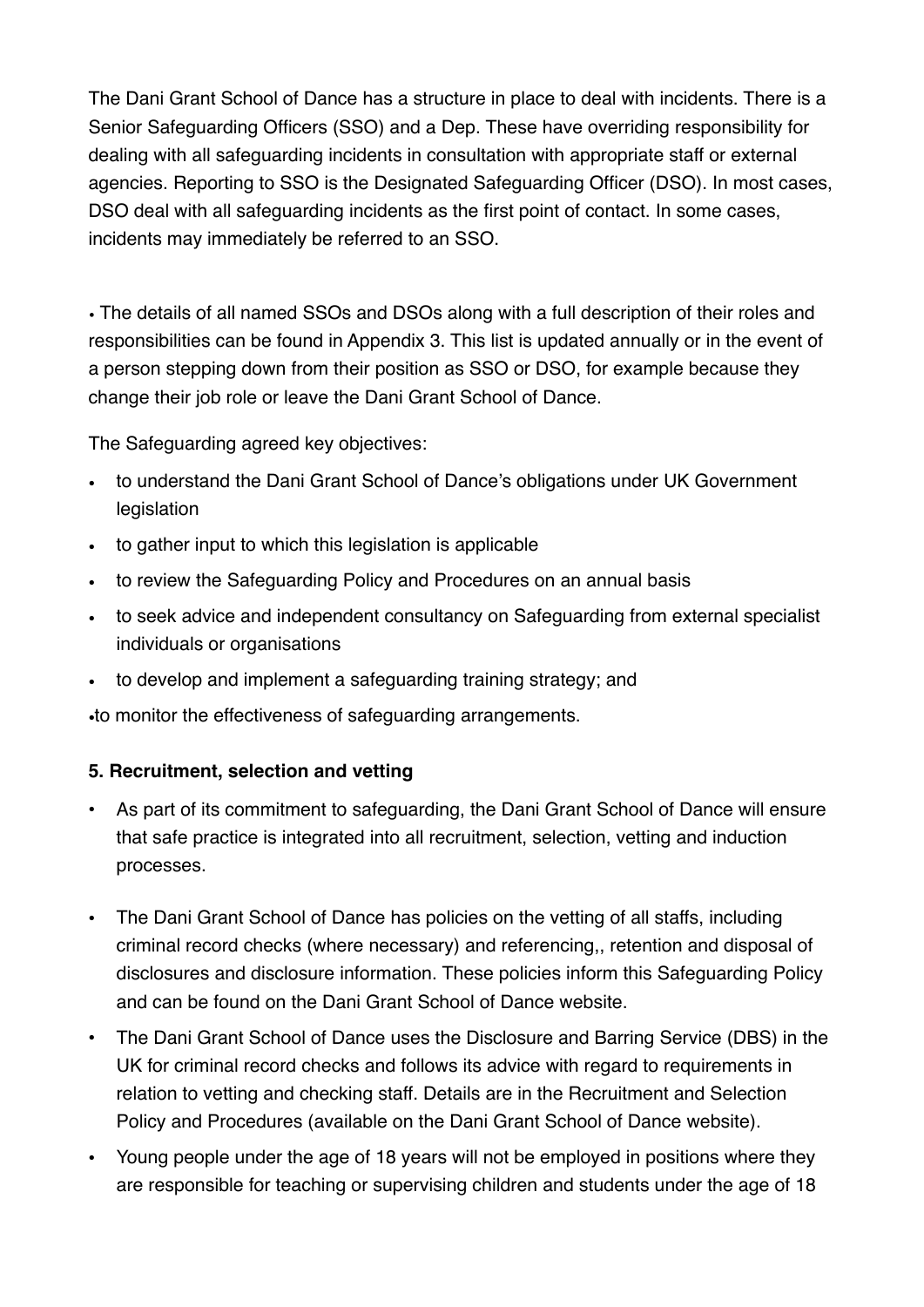The Dani Grant School of Dance has a structure in place to deal with incidents. There is a Senior Safeguarding Officers (SSO) and a Dep. These have overriding responsibility for dealing with all safeguarding incidents in consultation with appropriate staff or external agencies. Reporting to SSO is the Designated Safeguarding Officer (DSO). In most cases, DSO deal with all safeguarding incidents as the first point of contact. In some cases, incidents may immediately be referred to an SSO.

- The details of all named SSOs and DSOs along with a full description of their roles and responsibilities can be found in Appendix 3. This list is updated annually or in the event of a person stepping down from their position as SSO or DSO, for example because they change their job role or leave the Dani Grant School of Dance.

The Safeguarding agreed key objectives:

- to understand the Dani Grant School of Dance's obligations under UK Government legislation
- to gather input to which this legislation is applicable
- to review the Safeguarding Policy and Procedures on an annual basis
- to seek advice and independent consultancy on Safeguarding from external specialist individuals or organisations
- to develop and implement a safeguarding training strategy; and
- to monitor the effectiveness of safeguarding arrangements.

**5. Recruitment, selection and vetting**

- As part of its commitment to safeguarding, the Dani Grant School of Dance will ensure that safe practice is integrated into all recruitment, selection, vetting and induction processes.
- The Dani Grant School of Dance has policies on the vetting of all staffs, including criminal record checks (where necessary) and referencing,, retention and disposal of disclosures and disclosure information. These policies inform this Safeguarding Policy and can be found on the Dani Grant School of Dance website.
- The Dani Grant School of Dance uses the Disclosure and Barring Service (DBS) in the UK for criminal record checks and follows its advice with regard to requirements in relation to vetting and checking staff. Details are in the Recruitment and Selection Policy and Procedures (available on the Dani Grant School of Dance website).
- Young people under the age of 18 years will not be employed in positions where they are responsible for teaching or supervising children and students under the age of 18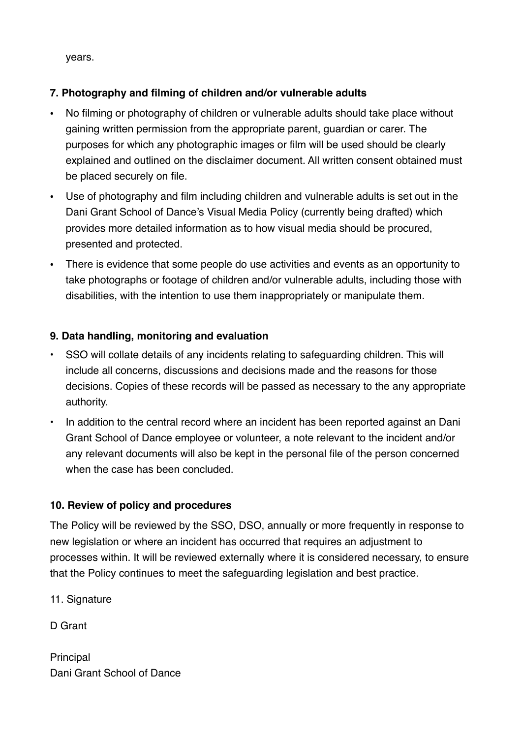years.

**7. Photography and filming of children and/or vulnerable adults**

- No filming or photography of children or vulnerable adults should take place without gaining written permission from the appropriate parent, guardian or carer. The purposes for which any photographic images or film will be used should be clearly explained and outlined on the disclaimer document. All written consent obtained must be placed securely on file.
- Use of photography and film including children and vulnerable adults is set out in the Dani Grant School of Dance's Visual Media Policy (currently being drafted) which provides more detailed information as to how visual media should be procured, presented and protected.
- There is evidence that some people do use activities and events as an opportunity to take photographs or footage of children and/or vulnerable adults, including those with disabilities, with the intention to use them inappropriately or manipulate them.

**9. Data handling, monitoring and evaluation**

- SSO will collate details of any incidents relating to safeguarding children. This will include all concerns, discussions and decisions made and the reasons for those decisions. Copies of these records will be passed as necessary to the any appropriate authority.
- In addition to the central record where an incident has been reported against an Dani Grant School of Dance employee or volunteer, a note relevant to the incident and/or any relevant documents will also be kept in the personal file of the person concerned when the case has been concluded.

**10. Review of policy and procedures**

The Policy will be reviewed by the SSO, DSO, annually or more frequently in response to new legislation or where an incident has occurred that requires an adjustment to processes within. It will be reviewed externally where it is considered necessary, to ensure that the Policy continues to meet the safeguarding legislation and best practice.

11. Signature

D Grant

Principal
Dani Grant School of Dance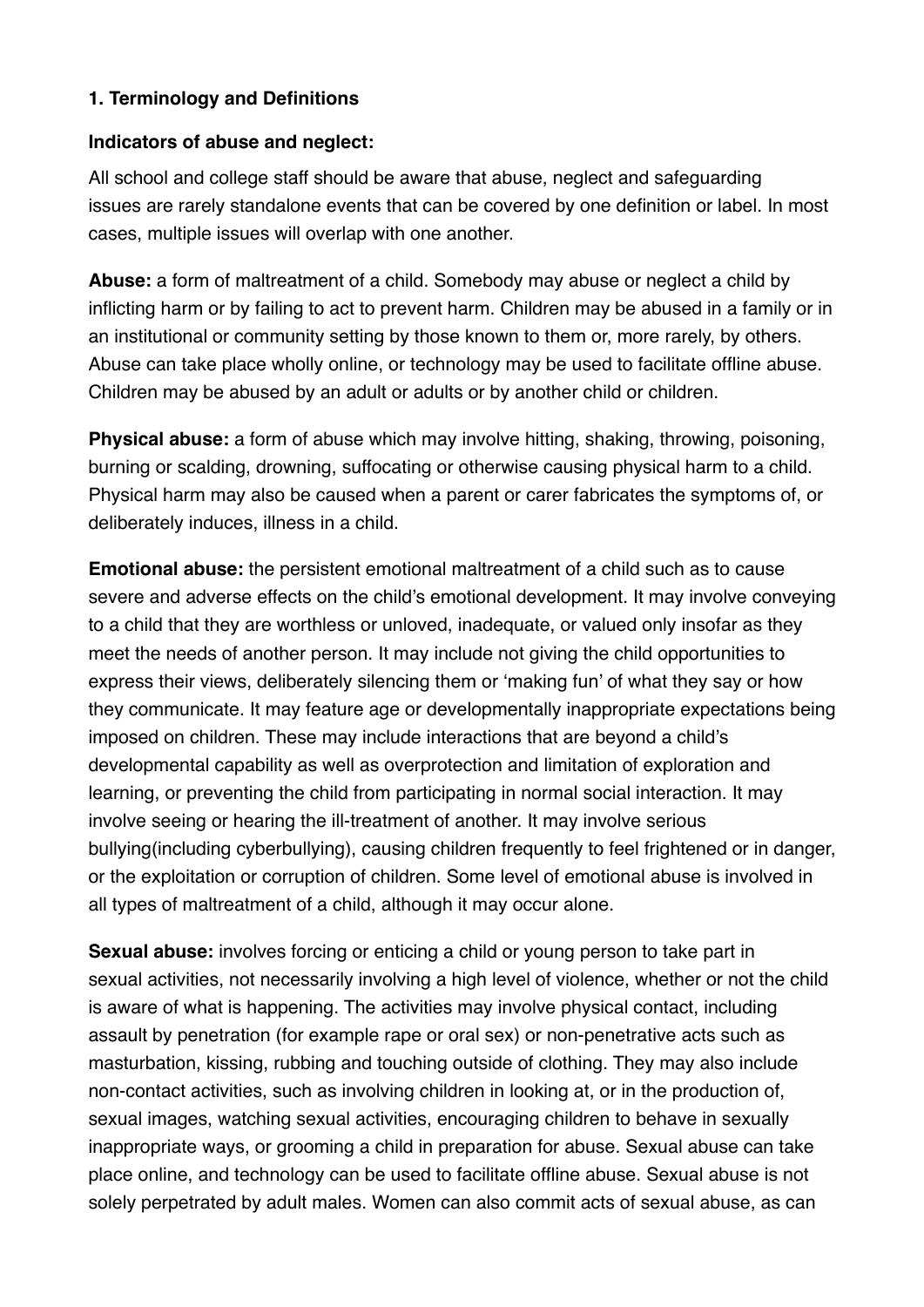### 1. Terminology and Definitions

**Indicators of abuse and neglect:**

All school and college staff should be aware that abuse, neglect and safeguarding issues are rarely standalone events that can be covered by one definition or label. In most cases, multiple issues will overlap with one another.

**Abuse:** a form of maltreatment of a child. Somebody may abuse or neglect a child by inflicting harm or by failing to act to prevent harm. Children may be abused in a family or in an institutional or community setting by those known to them or, more rarely, by others. Abuse can take place wholly online, or technology may be used to facilitate offline abuse. Children may be abused by an adult or adults or by another child or children.

**Physical abuse:** a form of abuse which may involve hitting, shaking, throwing, poisoning, burning or scalding, drowning, suffocating or otherwise causing physical harm to a child. Physical harm may also be caused when a parent or carer fabricates the symptoms of, or deliberately induces, illness in a child.

**Emotional abuse:** the persistent emotional maltreatment of a child such as to cause severe and adverse effects on the child's emotional development. It may involve conveying to a child that they are worthless or unloved, inadequate, or valued only insofar as they meet the needs of another person. It may include not giving the child opportunities to express their views, deliberately silencing them or 'making fun' of what they say or how they communicate. It may feature age or developmentally inappropriate expectations being imposed on children. These may include interactions that are beyond a child's developmental capability as well as overprotection and limitation of exploration and learning, or preventing the child from participating in normal social interaction. It may involve seeing or hearing the ill-treatment of another. It may involve serious bullying(including cyberbullying), causing children frequently to feel frightened or in danger, or the exploitation or corruption of children. Some level of emotional abuse is involved in all types of maltreatment of a child, although it may occur alone.

**Sexual abuse:** involves forcing or enticing a child or young person to take part in sexual activities, not necessarily involving a high level of violence, whether or not the child is aware of what is happening. The activities may involve physical contact, including assault by penetration (for example rape or oral sex) or non-penetrative acts such as masturbation, kissing, rubbing and touching outside of clothing. They may also include non-contact activities, such as involving children in looking at, or in the production of, sexual images, watching sexual activities, encouraging children to behave in sexually inappropriate ways, or grooming a child in preparation for abuse. Sexual abuse can take place online, and technology can be used to facilitate offline abuse. Sexual abuse is not solely perpetrated by adult males. Women can also commit acts of sexual abuse, as can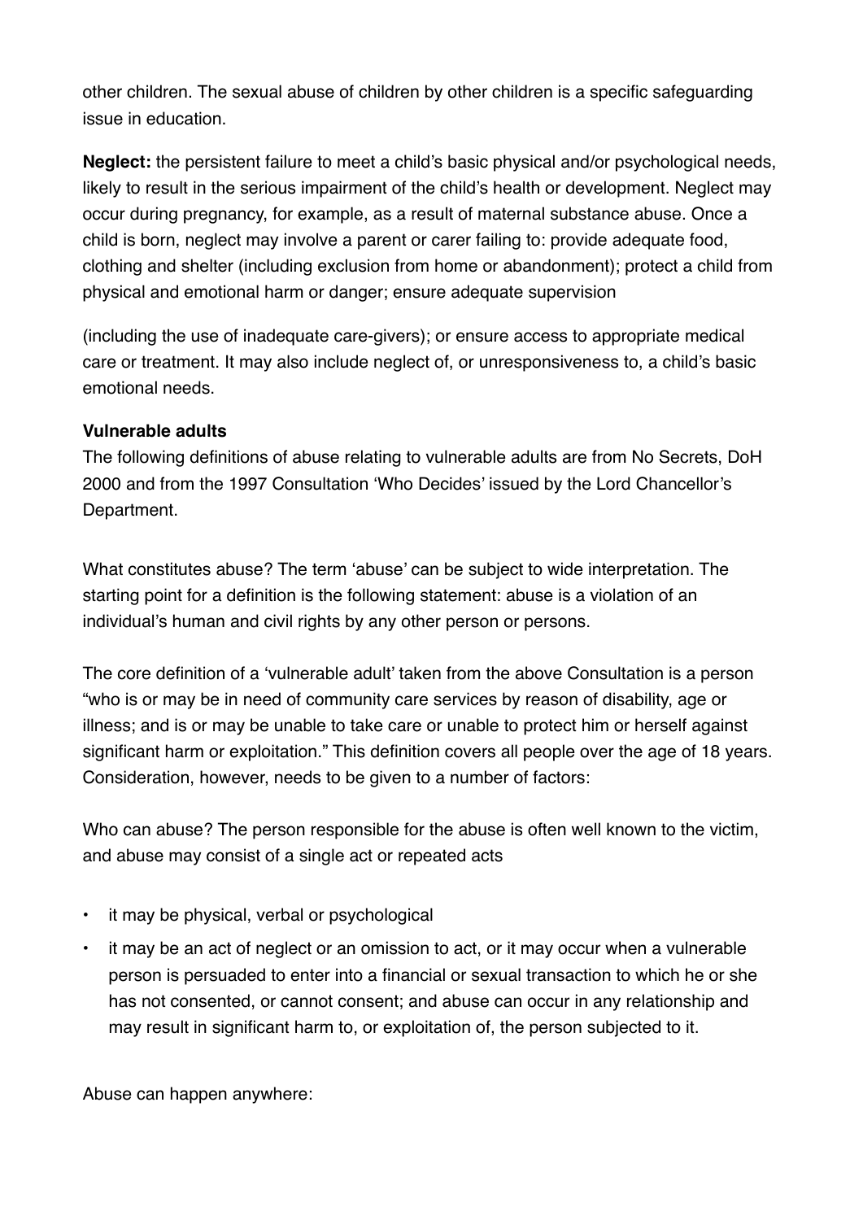other children. The sexual abuse of children by other children is a specific safeguarding issue in education.

**Neglect:** the persistent failure to meet a child's basic physical and/or psychological needs, likely to result in the serious impairment of the child's health or development. Neglect may occur during pregnancy, for example, as a result of maternal substance abuse. Once a child is born, neglect may involve a parent or carer failing to: provide adequate food, clothing and shelter (including exclusion from home or abandonment); protect a child from physical and emotional harm or danger; ensure adequate supervision

(including the use of inadequate care-givers); or ensure access to appropriate medical care or treatment. It may also include neglect of, or unresponsiveness to, a child's basic emotional needs.

**Vulnerable adults**

The following definitions of abuse relating to vulnerable adults are from No Secrets, DoH 2000 and from the 1997 Consultation 'Who Decides' issued by the Lord Chancellor's Department.

What constitutes abuse? The term 'abuse' can be subject to wide interpretation. The starting point for a definition is the following statement: abuse is a violation of an individual's human and civil rights by any other person or persons.

The core definition of a 'vulnerable adult' taken from the above Consultation is a person "who is or may be in need of community care services by reason of disability, age or illness; and is or may be unable to take care or unable to protect him or herself against significant harm or exploitation." This definition covers all people over the age of 18 years. Consideration, however, needs to be given to a number of factors:

Who can abuse? The person responsible for the abuse is often well known to the victim, and abuse may consist of a single act or repeated acts

- it may be physical, verbal or psychological
- it may be an act of neglect or an omission to act, or it may occur when a vulnerable person is persuaded to enter into a financial or sexual transaction to which he or she has not consented, or cannot consent; and abuse can occur in any relationship and may result in significant harm to, or exploitation of, the person subjected to it.

Abuse can happen anywhere: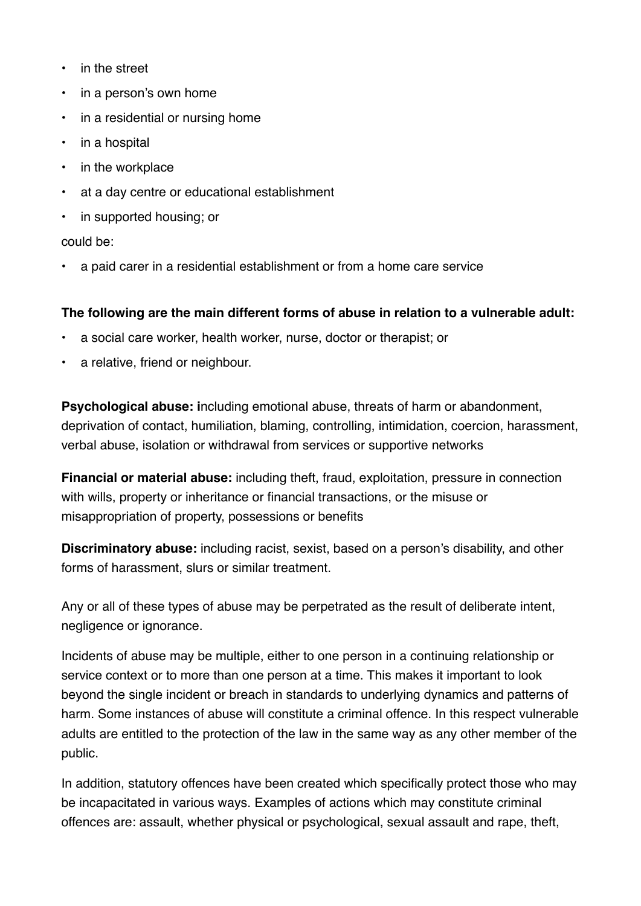- in the street
- in a person's own home
- in a residential or nursing home
- in a hospital
- in the workplace
- at a day centre or educational establishment
- in supported housing; or

could be:

- a paid carer in a residential establishment or from a home care service

**The following are the main different forms of abuse in relation to a vulnerable adult:**

- a social care worker, health worker, nurse, doctor or therapist; or
- a relative, friend or neighbour.

**Psychological abuse: i**ncluding emotional abuse, threats of harm or abandonment, deprivation of contact, humiliation, blaming, controlling, intimidation, coercion, harassment, verbal abuse, isolation or withdrawal from services or supportive networks

**Financial or material abuse:** including theft, fraud, exploitation, pressure in connection with wills, property or inheritance or financial transactions, or the misuse or misappropriation of property, possessions or benefits

**Discriminatory abuse:** including racist, sexist, based on a person's disability, and other forms of harassment, slurs or similar treatment.

Any or all of these types of abuse may be perpetrated as the result of deliberate intent, negligence or ignorance.

Incidents of abuse may be multiple, either to one person in a continuing relationship or service context or to more than one person at a time. This makes it important to look beyond the single incident or breach in standards to underlying dynamics and patterns of harm. Some instances of abuse will constitute a criminal offence. In this respect vulnerable adults are entitled to the protection of the law in the same way as any other member of the public.

In addition, statutory offences have been created which specifically protect those who may be incapacitated in various ways. Examples of actions which may constitute criminal offences are: assault, whether physical or psychological, sexual assault and rape, theft,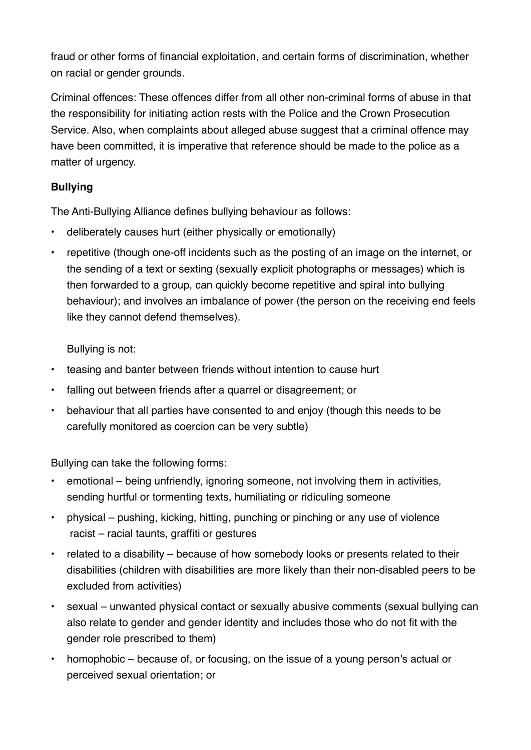fraud or other forms of financial exploitation, and certain forms of discrimination, whether on racial or gender grounds.

Criminal offences: These offences differ from all other non-criminal forms of abuse in that the responsibility for initiating action rests with the Police and the Crown Prosecution Service. Also, when complaints about alleged abuse suggest that a criminal offence may have been committed, it is imperative that reference should be made to the police as a matter of urgency.

**Bullying**

The Anti-Bullying Alliance defines bullying behaviour as follows:

- deliberately causes hurt (either physically or emotionally)
- repetitive (though one-off incidents such as the posting of an image on the internet, or the sending of a text or sexting (sexually explicit photographs or messages) which is then forwarded to a group, can quickly become repetitive and spiral into bullying behaviour); and involves an imbalance of power (the person on the receiving end feels like they cannot defend themselves).

  Bullying is not:

- teasing and banter between friends without intention to cause hurt
- falling out between friends after a quarrel or disagreement; or
- behaviour that all parties have consented to and enjoy (though this needs to be carefully monitored as coercion can be very subtle)

Bullying can take the following forms:

- emotional – being unfriendly, ignoring someone, not involving them in activities, sending hurtful or tormenting texts, humiliating or ridiculing someone
- physical – pushing, kicking, hitting, punching or pinching or any use of violence racist – racial taunts, graffiti or gestures
- related to a disability – because of how somebody looks or presents related to their disabilities (children with disabilities are more likely than their non-disabled peers to be excluded from activities)
- sexual – unwanted physical contact or sexually abusive comments (sexual bullying can also relate to gender and gender identity and includes those who do not fit with the gender role prescribed to them)
- homophobic – because of, or focusing, on the issue of a young person's actual or perceived sexual orientation; or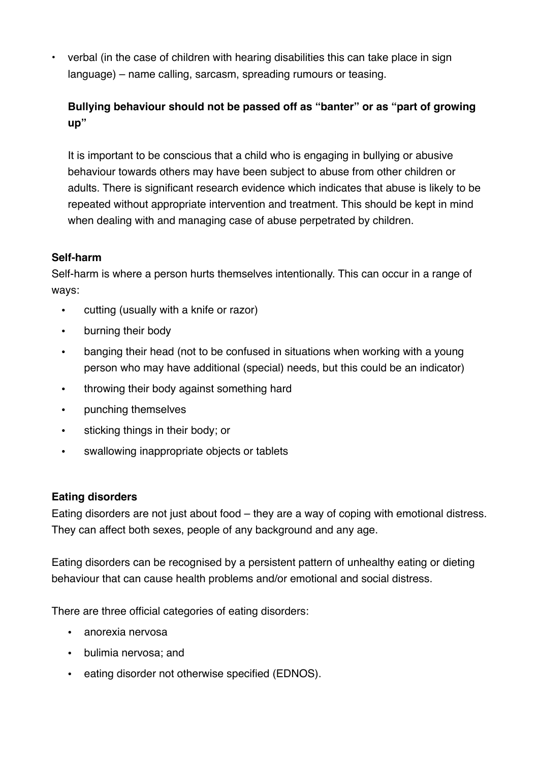- verbal (in the case of children with hearing disabilities this can take place in sign language) – name calling, sarcasm, spreading rumours or teasing.

  **Bullying behaviour should not be passed off as "banter" or as "part of growing up"**

  It is important to be conscious that a child who is engaging in bullying or abusive behaviour towards others may have been subject to abuse from other children or adults. There is significant research evidence which indicates that abuse is likely to be repeated without appropriate intervention and treatment. This should be kept in mind when dealing with and managing case of abuse perpetrated by children.

**Self-harm**

Self-harm is where a person hurts themselves intentionally. This can occur in a range of ways:

- cutting (usually with a knife or razor)
- burning their body
- banging their head (not to be confused in situations when working with a young person who may have additional (special) needs, but this could be an indicator)
- throwing their body against something hard
- punching themselves
- sticking things in their body; or
- swallowing inappropriate objects or tablets

**Eating disorders**

Eating disorders are not just about food – they are a way of coping with emotional distress. They can affect both sexes, people of any background and any age.

Eating disorders can be recognised by a persistent pattern of unhealthy eating or dieting behaviour that can cause health problems and/or emotional and social distress.

There are three official categories of eating disorders:

- anorexia nervosa
- bulimia nervosa; and
- eating disorder not otherwise specified (EDNOS).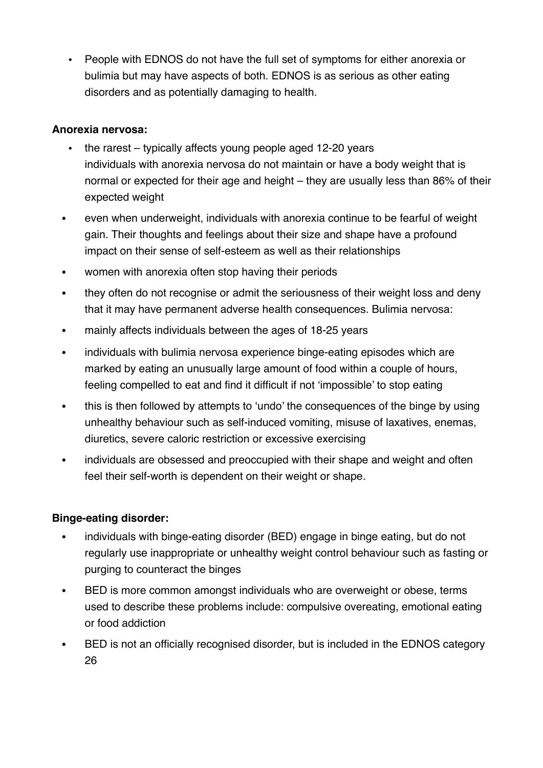- People with EDNOS do not have the full set of symptoms for either anorexia or bulimia but may have aspects of both. EDNOS is as serious as other eating disorders and as potentially damaging to health.

**Anorexia nervosa:**

- the rarest – typically affects young people aged 12-20 years individuals with anorexia nervosa do not maintain or have a body weight that is normal or expected for their age and height – they are usually less than 86% of their expected weight
- even when underweight, individuals with anorexia continue to be fearful of weight gain. Their thoughts and feelings about their size and shape have a profound impact on their sense of self-esteem as well as their relationships
- women with anorexia often stop having their periods
- they often do not recognise or admit the seriousness of their weight loss and deny that it may have permanent adverse health consequences. Bulimia nervosa:
- mainly affects individuals between the ages of 18-25 years
- individuals with bulimia nervosa experience binge-eating episodes which are marked by eating an unusually large amount of food within a couple of hours, feeling compelled to eat and find it difficult if not 'impossible' to stop eating
- this is then followed by attempts to 'undo' the consequences of the binge by using unhealthy behaviour such as self-induced vomiting, misuse of laxatives, enemas, diuretics, severe caloric restriction or excessive exercising
- individuals are obsessed and preoccupied with their shape and weight and often feel their self-worth is dependent on their weight or shape.

**Binge-eating disorder:**

- individuals with binge-eating disorder (BED) engage in binge eating, but do not regularly use inappropriate or unhealthy weight control behaviour such as fasting or purging to counteract the binges
- BED is more common amongst individuals who are overweight or obese, terms used to describe these problems include: compulsive overeating, emotional eating or food addiction
- BED is not an officially recognised disorder, but is included in the EDNOS category [26]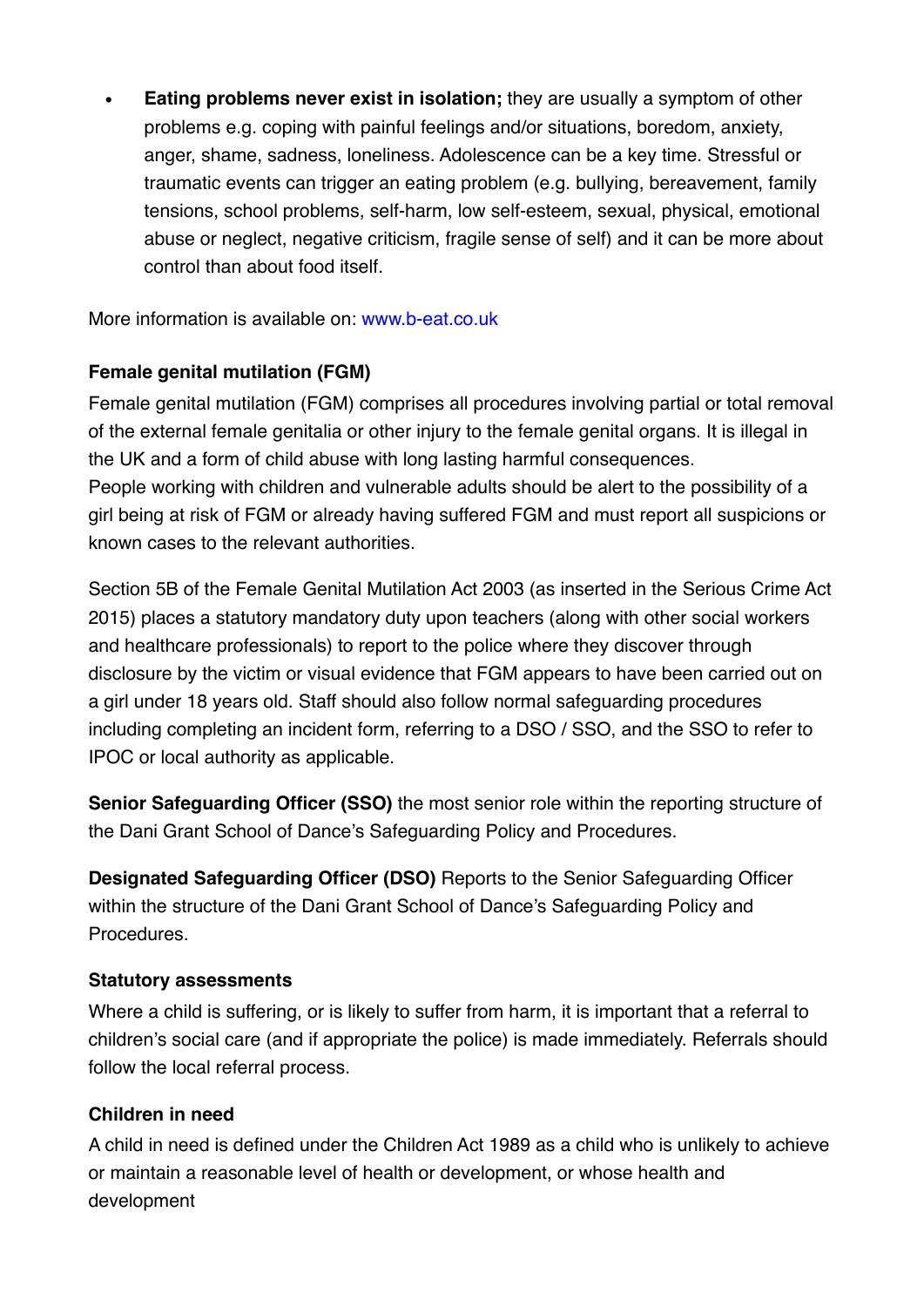- **Eating problems never exist in isolation;** they are usually a symptom of other problems e.g. coping with painful feelings and/or situations, boredom, anxiety, anger, shame, sadness, loneliness. Adolescence can be a key time. Stressful or traumatic events can trigger an eating problem (e.g. bullying, bereavement, family tensions, school problems, self-harm, low self-esteem, sexual, physical, emotional abuse or neglect, negative criticism, fragile sense of self) and it can be more about control than about food itself.

More information is available on: www.b-eat.co.uk

**Female genital mutilation (FGM)**

Female genital mutilation (FGM) comprises all procedures involving partial or total removal of the external female genitalia or other injury to the female genital organs. It is illegal in the UK and a form of child abuse with long lasting harmful consequences.
People working with children and vulnerable adults should be alert to the possibility of a girl being at risk of FGM or already having suffered FGM and must report all suspicions or known cases to the relevant authorities.

Section 5B of the Female Genital Mutilation Act 2003 (as inserted in the Serious Crime Act 2015) places a statutory mandatory duty upon teachers (along with other social workers and healthcare professionals) to report to the police where they discover through disclosure by the victim or visual evidence that FGM appears to have been carried out on a girl under 18 years old. Staff should also follow normal safeguarding procedures including completing an incident form, referring to a DSO / SSO, and the SSO to refer to IPOC or local authority as applicable.

**Senior Safeguarding Officer (SSO)** the most senior role within the reporting structure of the Dani Grant School of Dance's Safeguarding Policy and Procedures.

**Designated Safeguarding Officer (DSO)** Reports to the Senior Safeguarding Officer within the structure of the Dani Grant School of Dance's Safeguarding Policy and Procedures.

**Statutory assessments**

Where a child is suffering, or is likely to suffer from harm, it is important that a referral to children's social care (and if appropriate the police) is made immediately. Referrals should follow the local referral process.

**Children in need**

A child in need is defined under the Children Act 1989 as a child who is unlikely to achieve or maintain a reasonable level of health or development, or whose health and development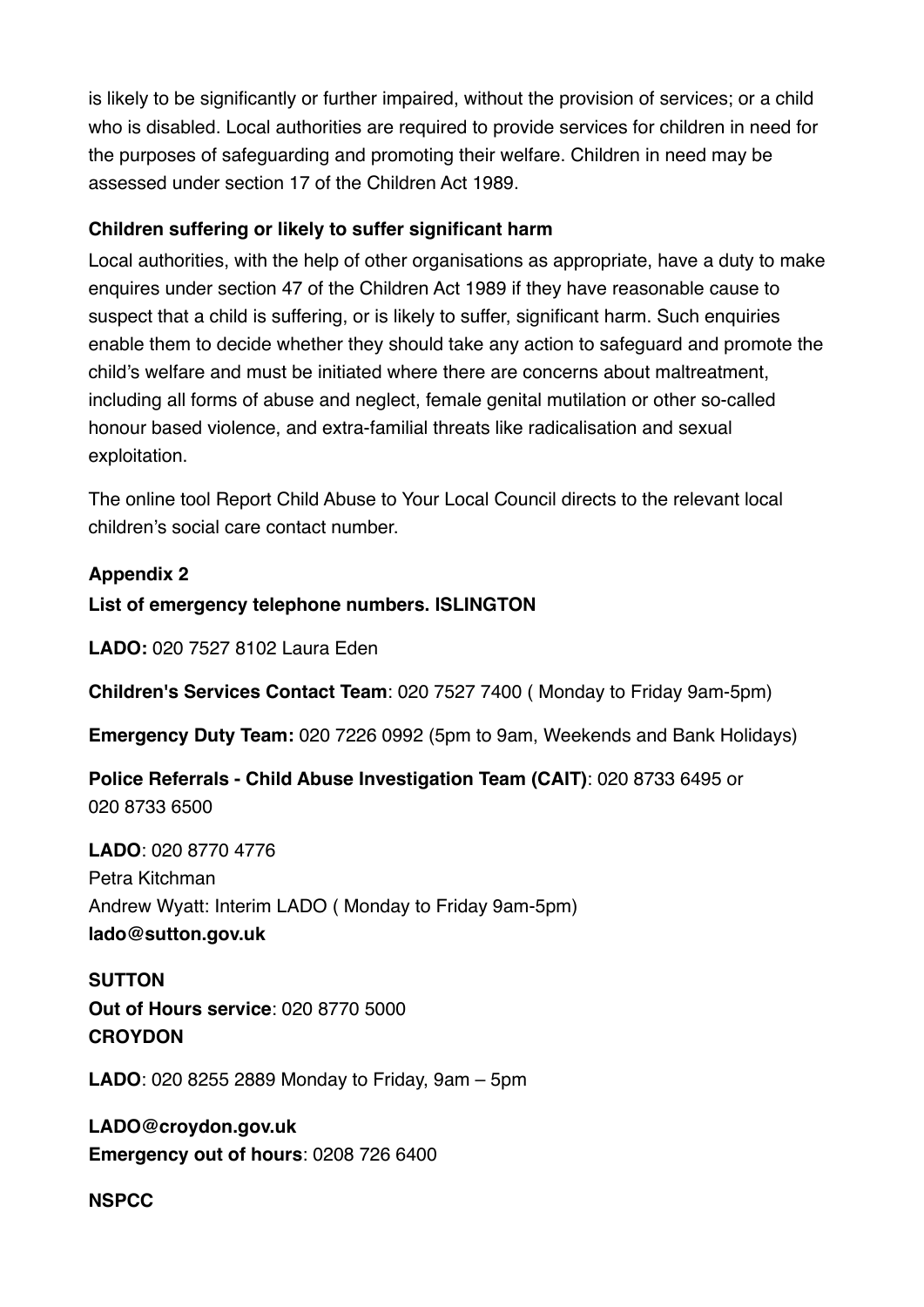is likely to be significantly or further impaired, without the provision of services; or a child who is disabled. Local authorities are required to provide services for children in need for the purposes of safeguarding and promoting their welfare. Children in need may be assessed under section 17 of the Children Act 1989.

**Children suffering or likely to suffer significant harm**

Local authorities, with the help of other organisations as appropriate, have a duty to make enquires under section 47 of the Children Act 1989 if they have reasonable cause to suspect that a child is suffering, or is likely to suffer, significant harm. Such enquiries enable them to decide whether they should take any action to safeguard and promote the child's welfare and must be initiated where there are concerns about maltreatment, including all forms of abuse and neglect, female genital mutilation or other so-called honour based violence, and extra-familial threats like radicalisation and sexual exploitation.

The online tool Report Child Abuse to Your Local Council directs to the relevant local children's social care contact number.

**Appendix 2**

**List of emergency telephone numbers. ISLINGTON**

**LADO:** 020 7527 8102 Laura Eden

**Children's Services Contact Team**: 020 7527 7400 ( Monday to Friday 9am-5pm)

**Emergency Duty Team:** 020 7226 0992 (5pm to 9am, Weekends and Bank Holidays)

**Police Referrals - Child Abuse Investigation Team (CAIT)**: 020 8733 6495 or 020 8733 6500

**LADO**: 020 8770 4776
Petra Kitchman
Andrew Wyatt: Interim LADO ( Monday to Friday 9am-5pm)
**lado@sutton.gov.uk**

**SUTTON**
**Out of Hours service**: 020 8770 5000
**CROYDON**

**LADO**: 020 8255 2889 Monday to Friday, 9am – 5pm

**LADO@croydon.gov.uk**
**Emergency out of hours**: 0208 726 6400

**NSPCC**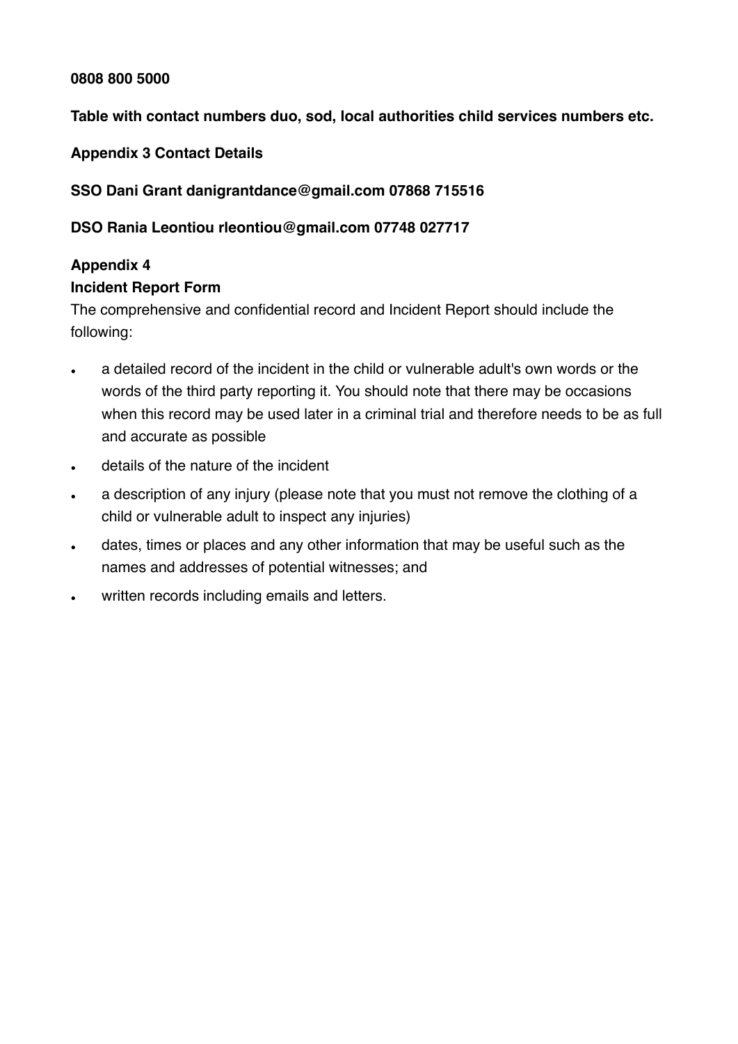**0808 800 5000**

**Table with contact numbers duo, sod, local authorities child services numbers etc.**

**Appendix 3 Contact Details**

**SSO Dani Grant danigrantdance@gmail.com 07868 715516**

**DSO Rania Leontiou rleontiou@gmail.com 07748 027717**

**Appendix 4**
**Incident Report Form**

The comprehensive and confidential record and Incident Report should include the following:

- a detailed record of the incident in the child or vulnerable adult's own words or the words of the third party reporting it. You should note that there may be occasions when this record may be used later in a criminal trial and therefore needs to be as full and accurate as possible
- details of the nature of the incident
- a description of any injury (please note that you must not remove the clothing of a child or vulnerable adult to inspect any injuries)
- dates, times or places and any other information that may be useful such as the names and addresses of potential witnesses; and
- written records including emails and letters.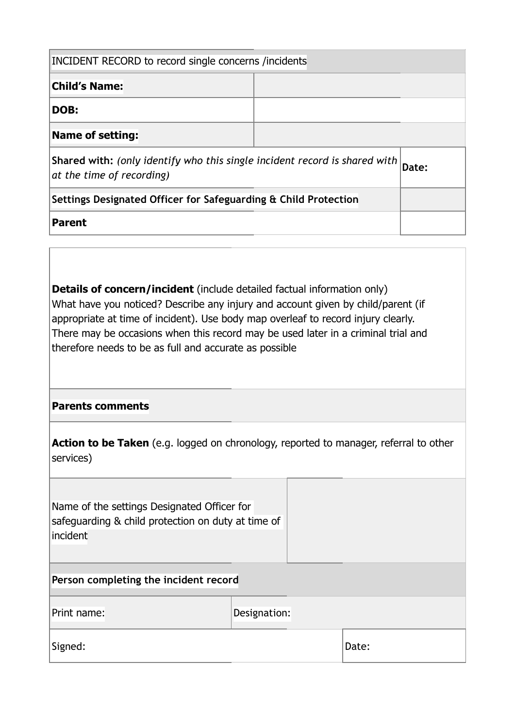| INCIDENT RECORD to record single concerns /incidents | |
|---|---|
| **Child's Name:** | |
| **DOB:** | |
| **Name of setting:** | |
| **Shared with:** *(only identify who this single incident record is shared with at the time of recording)* | **Date:** |
| **Settings Designated Officer for Safeguarding & Child Protection** | |
| **Parent** | |

| |
|---|
| **Details of concern/incident** (include detailed factual information only)<br>What have you noticed? Describe any injury and account given by child/parent (if appropriate at time of incident). Use body map overleaf to record injury clearly.<br>There may be occasions when this record may be used later in a criminal trial and therefore needs to be as full and accurate as possible |
| **Parents comments** |
| **Action to be Taken** (e.g. logged on chronology, reported to manager, referral to other services) |

| | | |
|---|---|---|
| Name of the settings Designated Officer for safeguarding & child protection on duty at time of incident | | |
| **Person completing the incident record** | | |
| Print name: | Designation: | |
| Signed: | | Date: |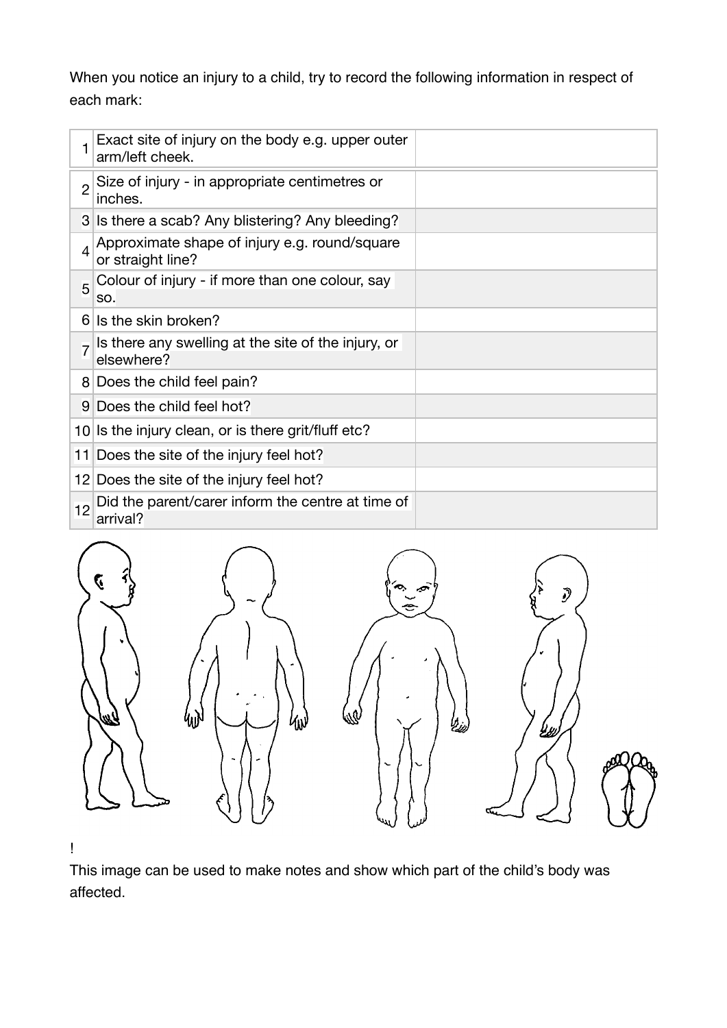When you notice an injury to a child, try to record the following information in respect of each mark:

| | | |
|---|---|---|
| 1 | Exact site of injury on the body e.g. upper outer arm/left cheek. | |
| 2 | Size of injury - in appropriate centimetres or inches. | |
| 3 | Is there a scab? Any blistering? Any bleeding? | |
| 4 | Approximate shape of injury e.g. round/square or straight line? | |
| 5 | Colour of injury - if more than one colour, say so. | |
| 6 | Is the skin broken? | |
| 7 | Is there any swelling at the site of the injury, or elsewhere? | |
| 8 | Does the child feel pain? | |
| 9 | Does the child feel hot? | |
| 10 | Is the injury clean, or is there grit/fluff etc? | |
| 11 | Does the site of the injury feel hot? | |
| 12 | Does the site of the injury feel hot? | |
| 12 | Did the parent/carer inform the centre at time of arrival? | |

!

This image can be used to make notes and show which part of the child's body was affected.